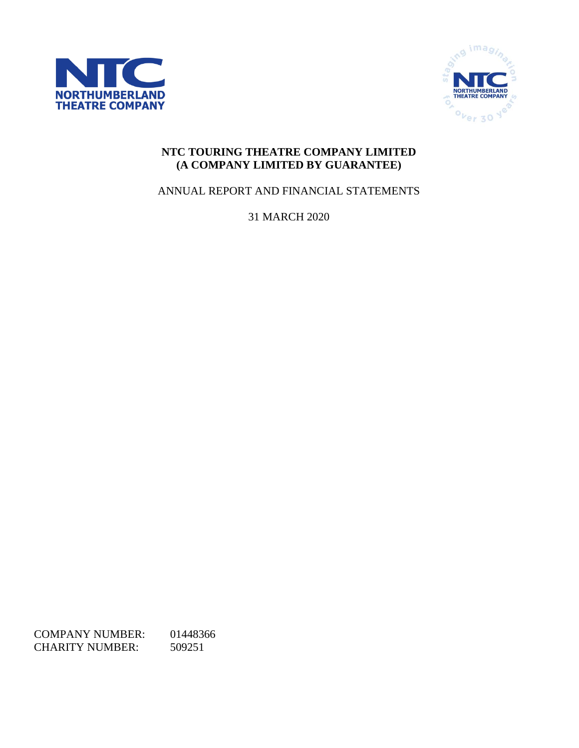NORTHUMBERLAND THEATRE COMPANY

# NTC TOURING THEATRE COMPANY LIMITED
# (A COMPANY LIMITED BY GUARANTEE)

ANNUAL REPORT AND FINANCIAL STATEMENTS

31 MARCH 2020

COMPANY NUMBER: 01448366
CHARITY NUMBER: 509251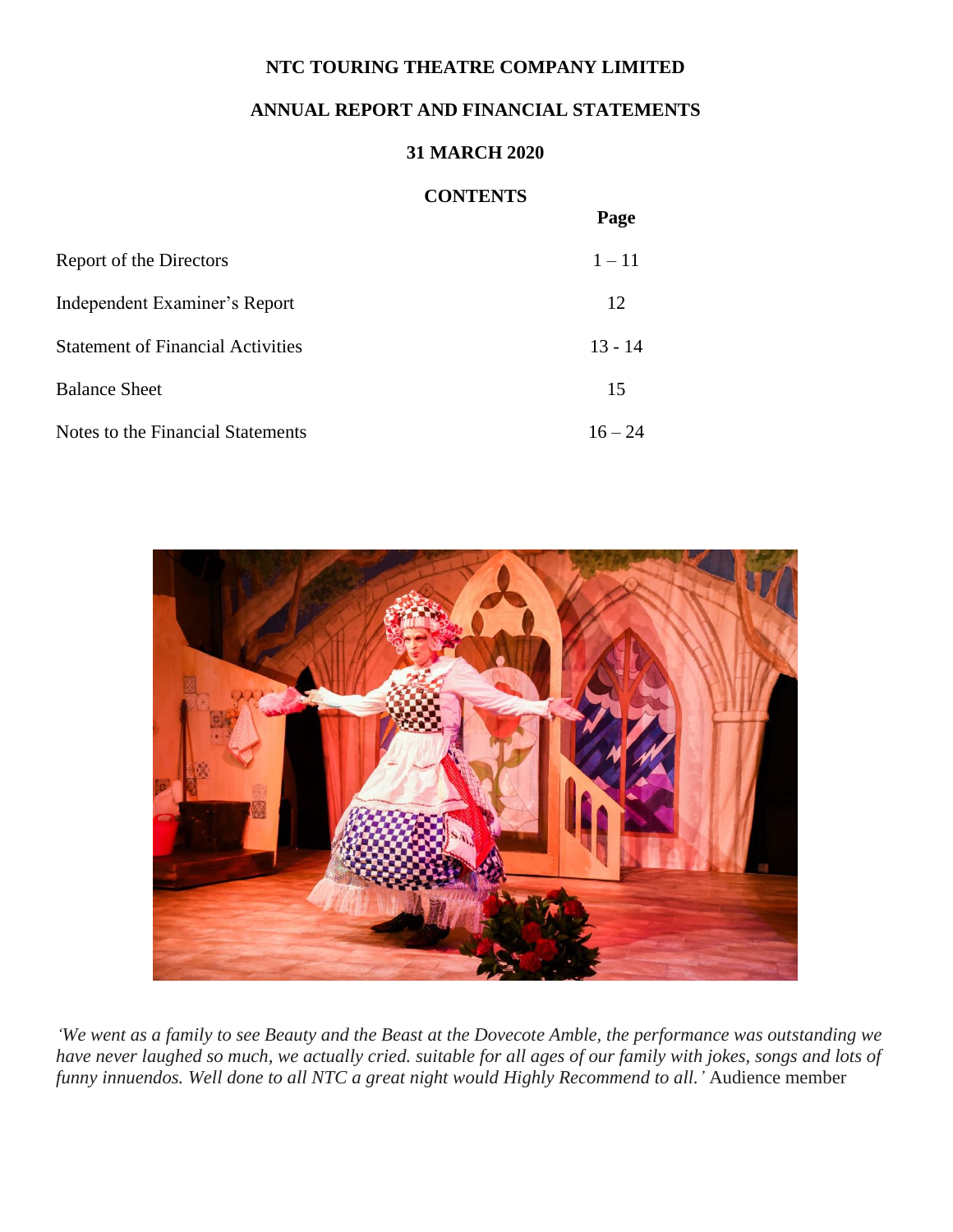**NTC TOURING THEATRE COMPANY LIMITED**

**ANNUAL REPORT AND FINANCIAL STATEMENTS**

**31 MARCH 2020**

**CONTENTS**

| | Page |
|---|---|
| Report of the Directors | 1 – 11 |
| Independent Examiner's Report | 12 |
| Statement of Financial Activities | 13 - 14 |
| Balance Sheet | 15 |
| Notes to the Financial Statements | 16 – 24 |

*'We went as a family to see Beauty and the Beast at the Dovecote Amble, the performance was outstanding we have never laughed so much, we actually cried. suitable for all ages of our family with jokes, songs and lots of funny innuendos. Well done to all NTC a great night would Highly Recommend to all.'* Audience member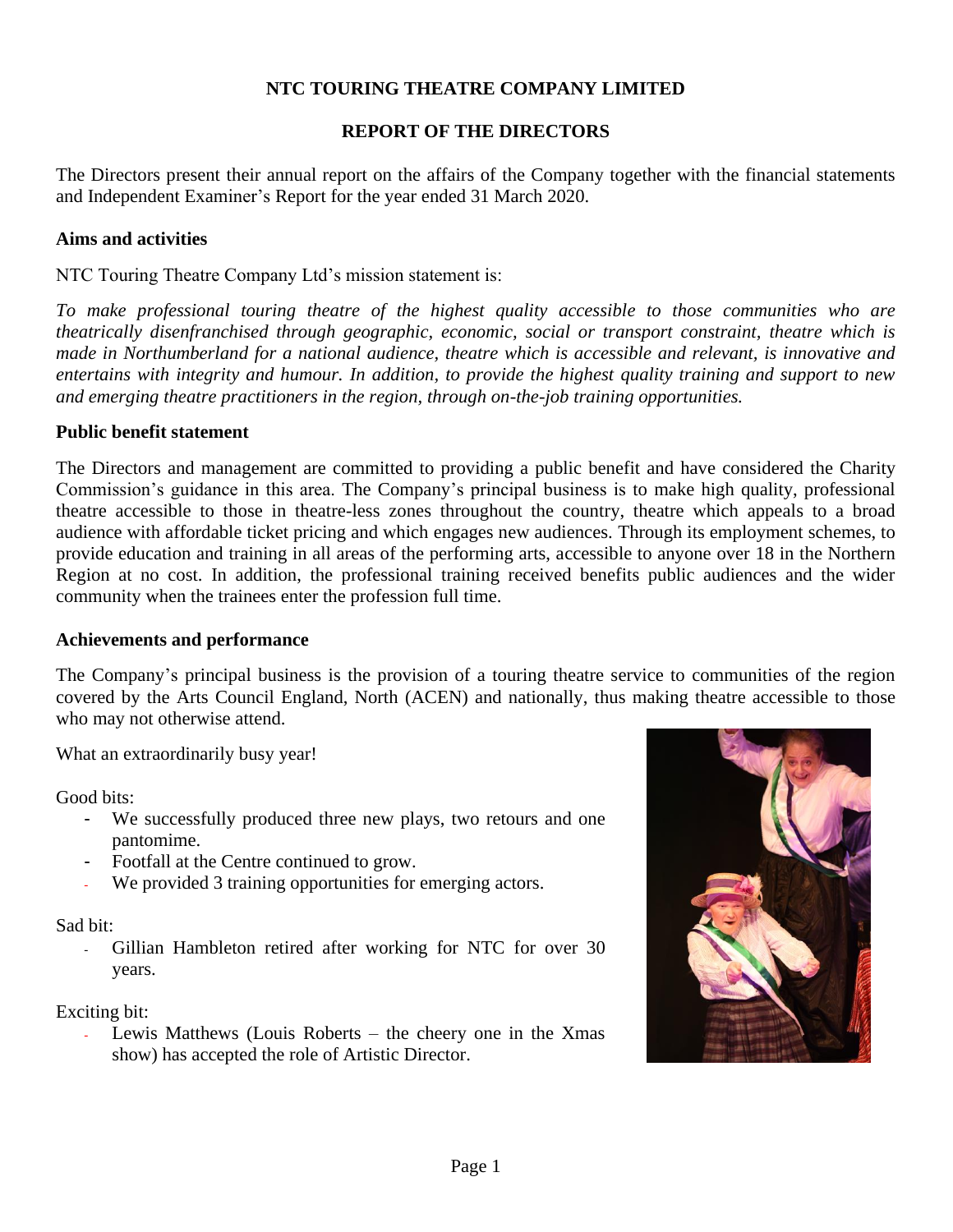# NTC TOURING THEATRE COMPANY LIMITED

## REPORT OF THE DIRECTORS

The Directors present their annual report on the affairs of the Company together with the financial statements and Independent Examiner's Report for the year ended 31 March 2020.

### Aims and activities

NTC Touring Theatre Company Ltd's mission statement is:

*To make professional touring theatre of the highest quality accessible to those communities who are theatrically disenfranchised through geographic, economic, social or transport constraint, theatre which is made in Northumberland for a national audience, theatre which is accessible and relevant, is innovative and entertains with integrity and humour. In addition, to provide the highest quality training and support to new and emerging theatre practitioners in the region, through on-the-job training opportunities.*

### Public benefit statement

The Directors and management are committed to providing a public benefit and have considered the Charity Commission's guidance in this area. The Company's principal business is to make high quality, professional theatre accessible to those in theatre-less zones throughout the country, theatre which appeals to a broad audience with affordable ticket pricing and which engages new audiences. Through its employment schemes, to provide education and training in all areas of the performing arts, accessible to anyone over 18 in the Northern Region at no cost. In addition, the professional training received benefits public audiences and the wider community when the trainees enter the profession full time.

### Achievements and performance

The Company's principal business is the provision of a touring theatre service to communities of the region covered by the Arts Council England, North (ACEN) and nationally, thus making theatre accessible to those who may not otherwise attend.

What an extraordinarily busy year!

Good bits:

- We successfully produced three new plays, two retours and one pantomime.
- Footfall at the Centre continued to grow.
- We provided 3 training opportunities for emerging actors.

Sad bit:

- Gillian Hambleton retired after working for NTC for over 30 years.

Exciting bit:

- Lewis Matthews (Louis Roberts – the cheery one in the Xmas show) has accepted the role of Artistic Director.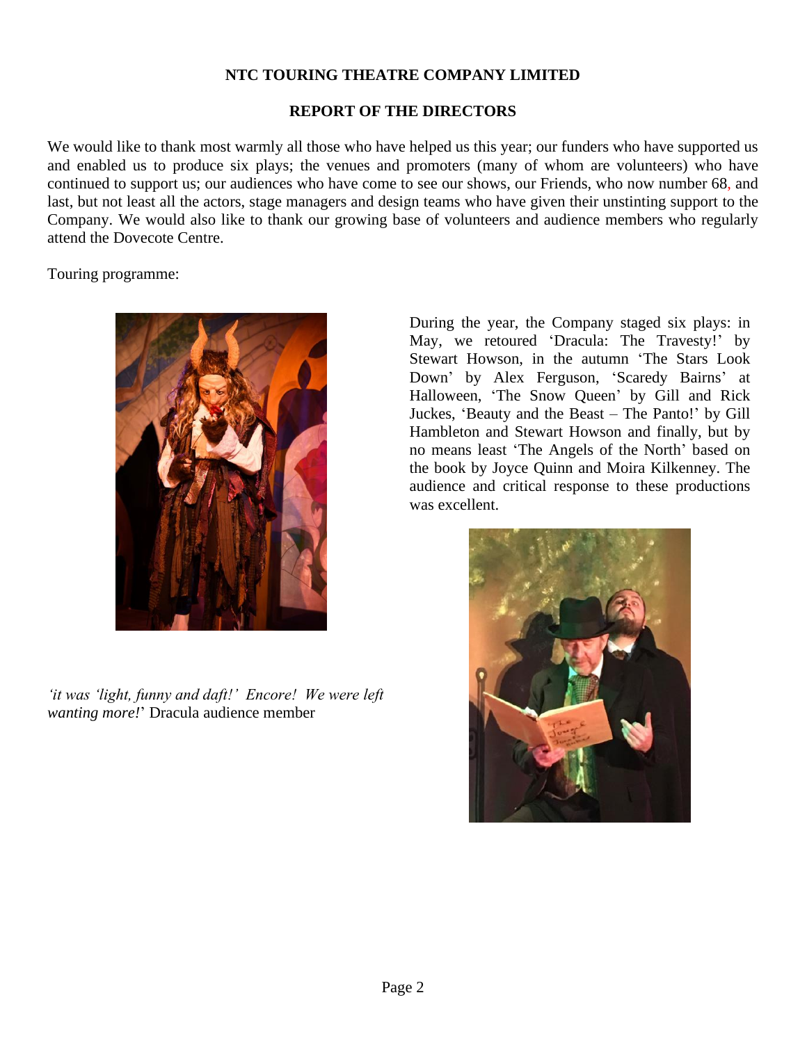**NTC TOURING THEATRE COMPANY LIMITED**

**REPORT OF THE DIRECTORS**

We would like to thank most warmly all those who have helped us this year; our funders who have supported us and enabled us to produce six plays; the venues and promoters (many of whom are volunteers) who have continued to support us; our audiences who have come to see our shows, our Friends, who now number 68, and last, but not least all the actors, stage managers and design teams who have given their unstinting support to the Company. We would also like to thank our growing base of volunteers and audience members who regularly attend the Dovecote Centre.

Touring programme:

During the year, the Company staged six plays: in May, we retoured 'Dracula: The Travesty!' by Stewart Howson, in the autumn 'The Stars Look Down' by Alex Ferguson, 'Scaredy Bairns' at Halloween, 'The Snow Queen' by Gill and Rick Juckes, 'Beauty and the Beast – The Panto!' by Gill Hambleton and Stewart Howson and finally, but by no means least 'The Angels of the North' based on the book by Joyce Quinn and Moira Kilkenney. The audience and critical response to these productions was excellent.

*'it was 'light, funny and daft!' Encore! We were left wanting more!*' Dracula audience member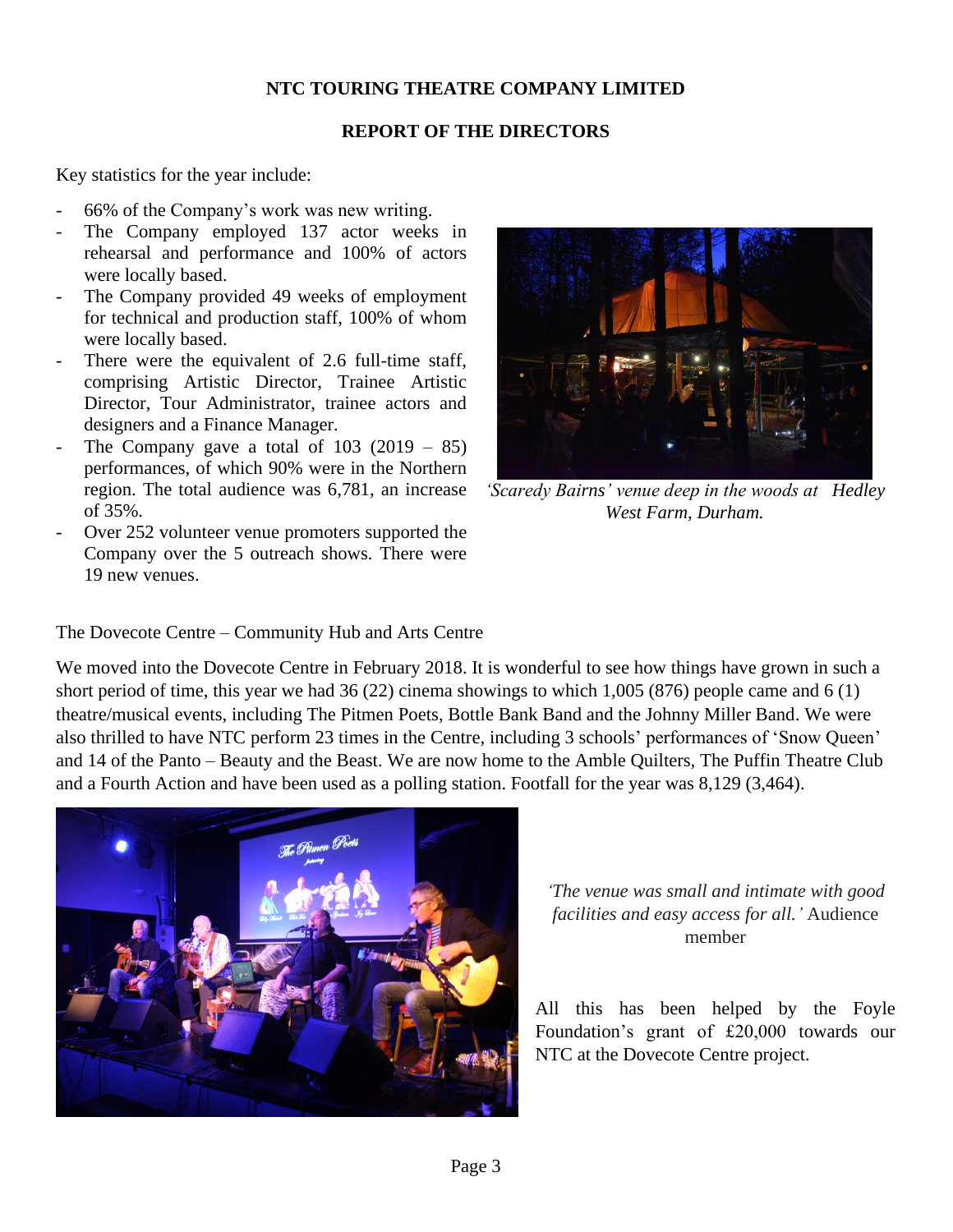**NTC TOURING THEATRE COMPANY LIMITED**

**REPORT OF THE DIRECTORS**

Key statistics for the year include:

- 66% of the Company's work was new writing.
- The Company employed 137 actor weeks in rehearsal and performance and 100% of actors were locally based.
- The Company provided 49 weeks of employment for technical and production staff, 100% of whom were locally based.
- There were the equivalent of 2.6 full-time staff, comprising Artistic Director, Trainee Artistic Director, Tour Administrator, trainee actors and designers and a Finance Manager.
- The Company gave a total of 103 (2019 – 85) performances, of which 90% were in the Northern region. The total audience was 6,781, an increase of 35%.
- Over 252 volunteer venue promoters supported the Company over the 5 outreach shows. There were 19 new venues.

*'Scaredy Bairns' venue deep in the woods at Hedley West Farm, Durham.*

The Dovecote Centre – Community Hub and Arts Centre

We moved into the Dovecote Centre in February 2018. It is wonderful to see how things have grown in such a short period of time, this year we had 36 (22) cinema showings to which 1,005 (876) people came and 6 (1) theatre/musical events, including The Pitmen Poets, Bottle Bank Band and the Johnny Miller Band. We were also thrilled to have NTC perform 23 times in the Centre, including 3 schools' performances of 'Snow Queen' and 14 of the Panto – Beauty and the Beast. We are now home to the Amble Quilters, The Puffin Theatre Club and a Fourth Action and have been used as a polling station. Footfall for the year was 8,129 (3,464).

*'The venue was small and intimate with good facilities and easy access for all.'* Audience member

All this has been helped by the Foyle Foundation's grant of £20,000 towards our NTC at the Dovecote Centre project.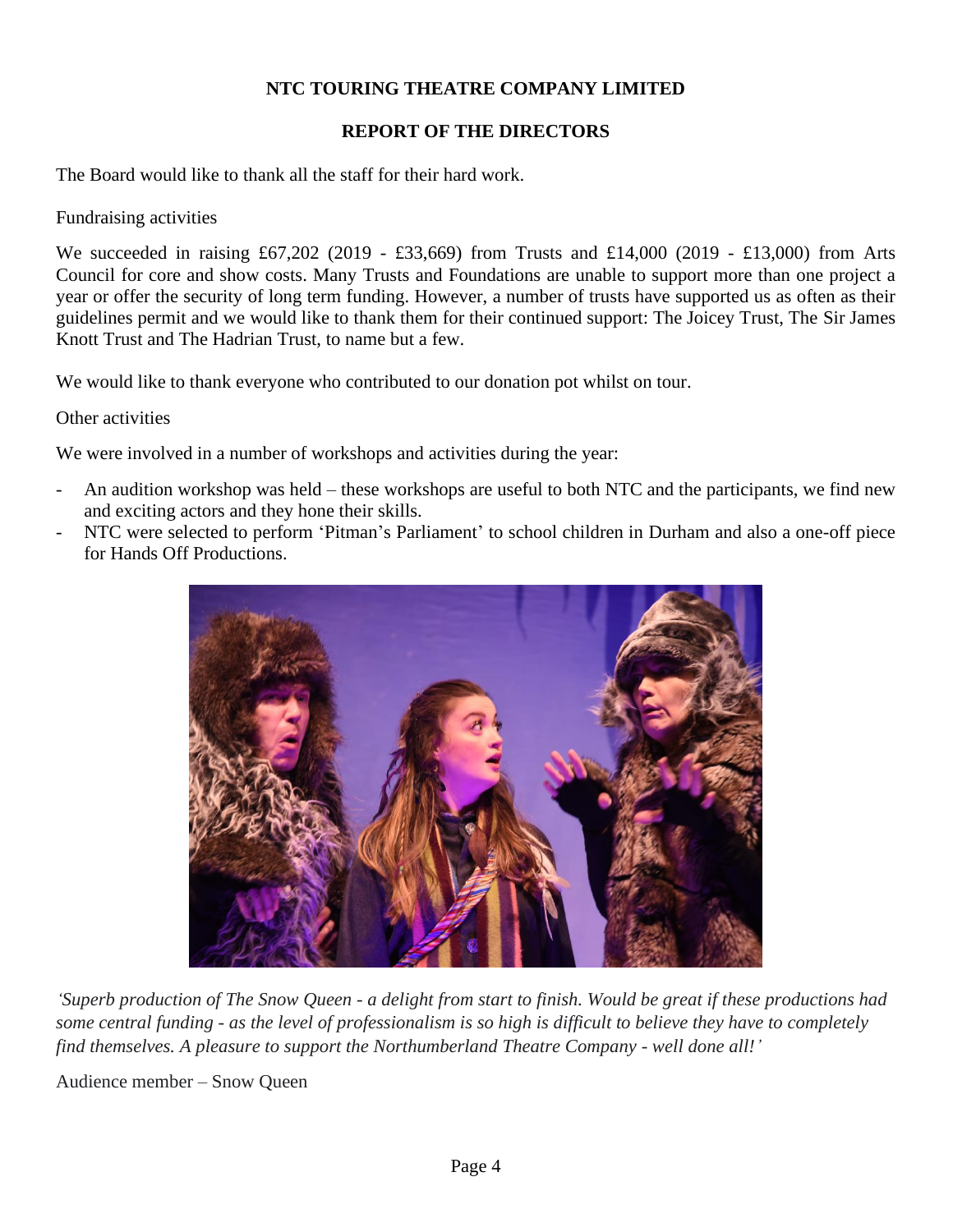# NTC TOURING THEATRE COMPANY LIMITED

## REPORT OF THE DIRECTORS

The Board would like to thank all the staff for their hard work.

Fundraising activities

We succeeded in raising £67,202 (2019 - £33,669) from Trusts and £14,000 (2019 - £13,000) from Arts Council for core and show costs. Many Trusts and Foundations are unable to support more than one project a year or offer the security of long term funding. However, a number of trusts have supported us as often as their guidelines permit and we would like to thank them for their continued support: The Joicey Trust, The Sir James Knott Trust and The Hadrian Trust, to name but a few.

We would like to thank everyone who contributed to our donation pot whilst on tour.

Other activities

We were involved in a number of workshops and activities during the year:

- An audition workshop was held – these workshops are useful to both NTC and the participants, we find new and exciting actors and they hone their skills.
- NTC were selected to perform 'Pitman's Parliament' to school children in Durham and also a one-off piece for Hands Off Productions.

*'Superb production of The Snow Queen - a delight from start to finish. Would be great if these productions had some central funding - as the level of professionalism is so high is difficult to believe they have to completely find themselves. A pleasure to support the Northumberland Theatre Company - well done all!'*

Audience member – Snow Queen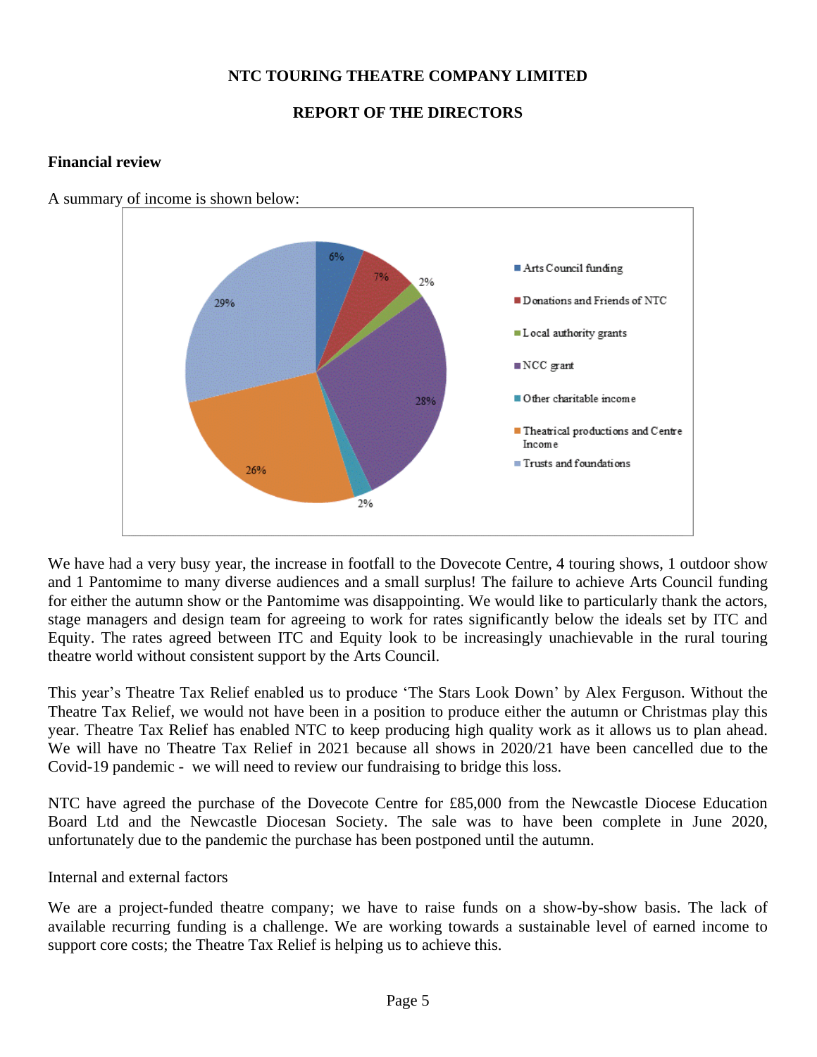**NTC TOURING THEATRE COMPANY LIMITED**

**REPORT OF THE DIRECTORS**

**Financial review**

A summary of income is shown below:

| Income source | % |
|---|---|
| Arts Council funding | 6% |
| Donations and Friends of NTC | 7% |
| Local authority grants | 2% |
| NCC grant | 28% |
| Other charitable income | 2% |
| Theatrical productions and Centre Income | 26% |
| Trusts and foundations | 29% |

We have had a very busy year, the increase in footfall to the Dovecote Centre, 4 touring shows, 1 outdoor show and 1 Pantomime to many diverse audiences and a small surplus! The failure to achieve Arts Council funding for either the autumn show or the Pantomime was disappointing. We would like to particularly thank the actors, stage managers and design team for agreeing to work for rates significantly below the ideals set by ITC and Equity. The rates agreed between ITC and Equity look to be increasingly unachievable in the rural touring theatre world without consistent support by the Arts Council.

This year's Theatre Tax Relief enabled us to produce 'The Stars Look Down' by Alex Ferguson. Without the Theatre Tax Relief, we would not have been in a position to produce either the autumn or Christmas play this year. Theatre Tax Relief has enabled NTC to keep producing high quality work as it allows us to plan ahead. We will have no Theatre Tax Relief in 2021 because all shows in 2020/21 have been cancelled due to the Covid-19 pandemic - we will need to review our fundraising to bridge this loss.

NTC have agreed the purchase of the Dovecote Centre for £85,000 from the Newcastle Diocese Education Board Ltd and the Newcastle Diocesan Society. The sale was to have been complete in June 2020, unfortunately due to the pandemic the purchase has been postponed until the autumn.

Internal and external factors

We are a project-funded theatre company; we have to raise funds on a show-by-show basis. The lack of available recurring funding is a challenge. We are working towards a sustainable level of earned income to support core costs; the Theatre Tax Relief is helping us to achieve this.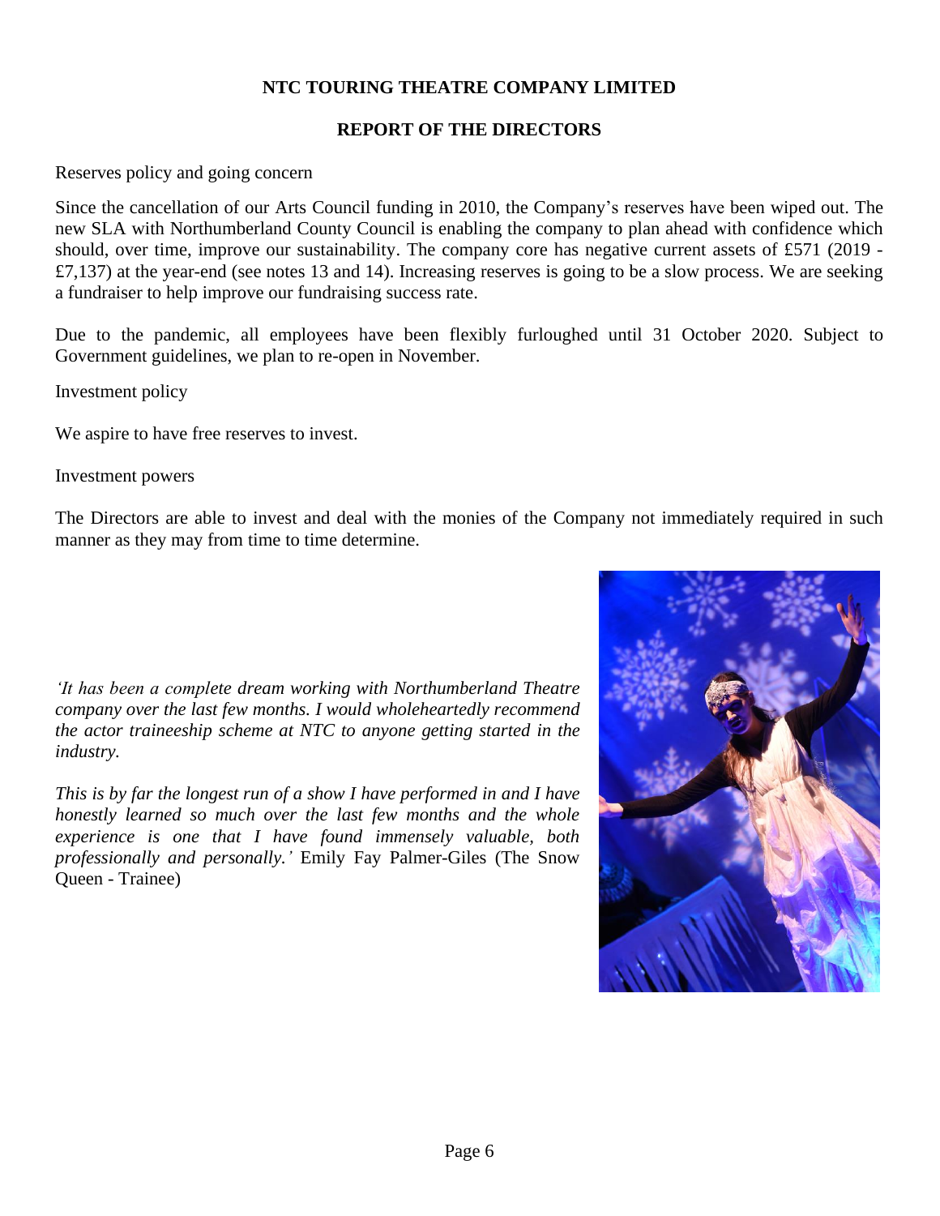# NTC TOURING THEATRE COMPANY LIMITED

## REPORT OF THE DIRECTORS

Reserves policy and going concern

Since the cancellation of our Arts Council funding in 2010, the Company's reserves have been wiped out. The new SLA with Northumberland County Council is enabling the company to plan ahead with confidence which should, over time, improve our sustainability. The company core has negative current assets of £571 (2019 - £7,137) at the year-end (see notes 13 and 14). Increasing reserves is going to be a slow process. We are seeking a fundraiser to help improve our fundraising success rate.

Due to the pandemic, all employees have been flexibly furloughed until 31 October 2020. Subject to Government guidelines, we plan to re-open in November.

Investment policy

We aspire to have free reserves to invest.

Investment powers

The Directors are able to invest and deal with the monies of the Company not immediately required in such manner as they may from time to time determine.

*'It has been a complete dream working with Northumberland Theatre company over the last few months. I would wholeheartedly recommend the actor traineeship scheme at NTC to anyone getting started in the industry.*

*This is by far the longest run of a show I have performed in and I have honestly learned so much over the last few months and the whole experience is one that I have found immensely valuable, both professionally and personally.'* Emily Fay Palmer-Giles (The Snow Queen - Trainee)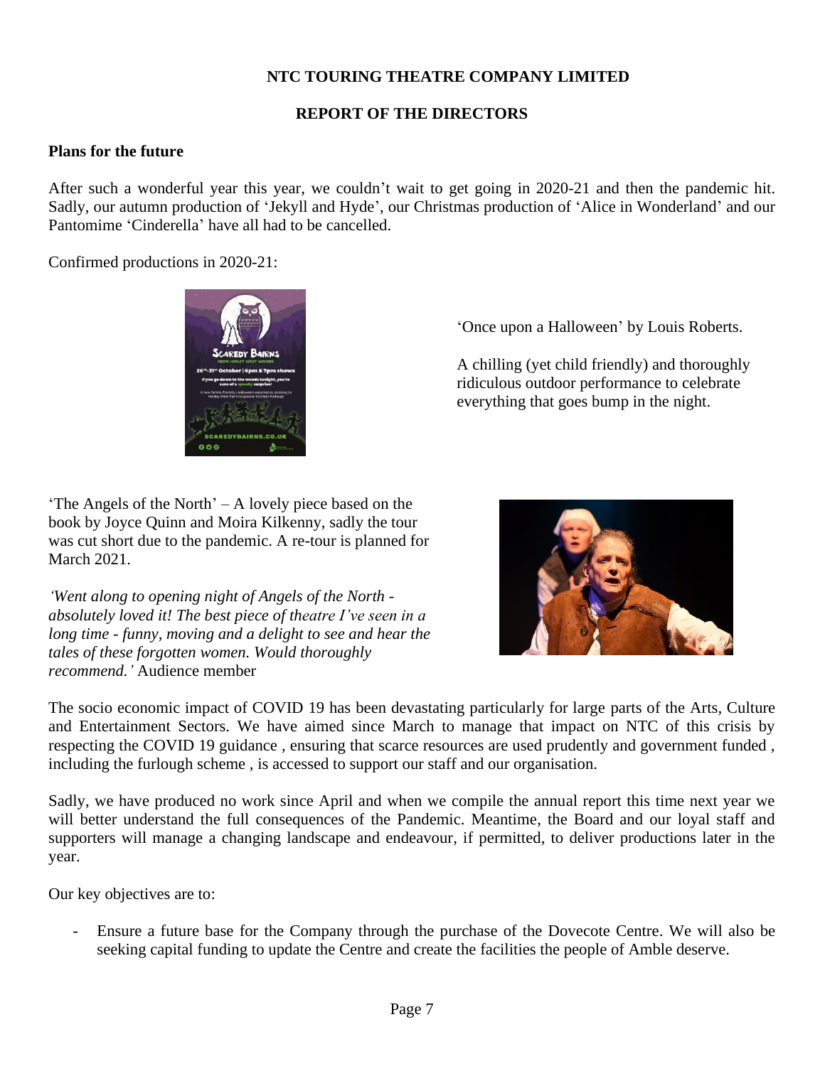**NTC TOURING THEATRE COMPANY LIMITED**

**REPORT OF THE DIRECTORS**

**Plans for the future**

After such a wonderful year this year, we couldn't wait to get going in 2020-21 and then the pandemic hit. Sadly, our autumn production of 'Jekyll and Hyde', our Christmas production of 'Alice in Wonderland' and our Pantomime 'Cinderella' have all had to be cancelled.

Confirmed productions in 2020-21:

'Once upon a Halloween' by Louis Roberts.

A chilling (yet child friendly) and thoroughly ridiculous outdoor performance to celebrate everything that goes bump in the night.

'The Angels of the North' – A lovely piece based on the book by Joyce Quinn and Moira Kilkenny, sadly the tour was cut short due to the pandemic. A re-tour is planned for March 2021.

*'Went along to opening night of Angels of the North - absolutely loved it! The best piece of theatre I've seen in a long time - funny, moving and a delight to see and hear the tales of these forgotten women. Would thoroughly recommend.'* Audience member

The socio economic impact of COVID 19 has been devastating particularly for large parts of the Arts, Culture and Entertainment Sectors. We have aimed since March to manage that impact on NTC of this crisis by respecting the COVID 19 guidance , ensuring that scarce resources are used prudently and government funded , including the furlough scheme , is accessed to support our staff and our organisation.

Sadly, we have produced no work since April and when we compile the annual report this time next year we will better understand the full consequences of the Pandemic. Meantime, the Board and our loyal staff and supporters will manage a changing landscape and endeavour, if permitted, to deliver productions later in the year.

Our key objectives are to:

- Ensure a future base for the Company through the purchase of the Dovecote Centre. We will also be seeking capital funding to update the Centre and create the facilities the people of Amble deserve.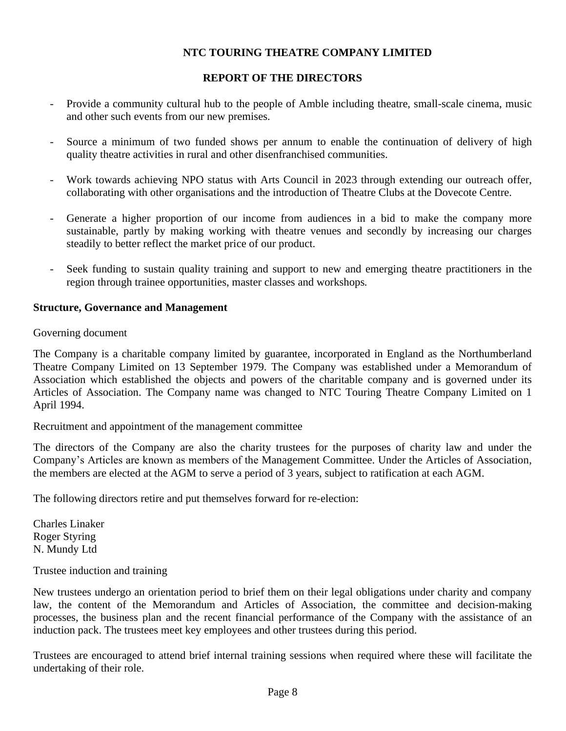- Provide a community cultural hub to the people of Amble including theatre, small-scale cinema, music and other such events from our new premises.

- Source a minimum of two funded shows per annum to enable the continuation of delivery of high quality theatre activities in rural and other disenfranchised communities.

- Work towards achieving NPO status with Arts Council in 2023 through extending our outreach offer, collaborating with other organisations and the introduction of Theatre Clubs at the Dovecote Centre.

- Generate a higher proportion of our income from audiences in a bid to make the company more sustainable, partly by making working with theatre venues and secondly by increasing our charges steadily to better reflect the market price of our product.

- Seek funding to sustain quality training and support to new and emerging theatre practitioners in the region through trainee opportunities, master classes and workshops.

**Structure, Governance and Management**

Governing document

The Company is a charitable company limited by guarantee, incorporated in England as the Northumberland Theatre Company Limited on 13 September 1979. The Company was established under a Memorandum of Association which established the objects and powers of the charitable company and is governed under its Articles of Association. The Company name was changed to NTC Touring Theatre Company Limited on 1 April 1994.

Recruitment and appointment of the management committee

The directors of the Company are also the charity trustees for the purposes of charity law and under the Company's Articles are known as members of the Management Committee. Under the Articles of Association, the members are elected at the AGM to serve a period of 3 years, subject to ratification at each AGM.

The following directors retire and put themselves forward for re-election:

Charles Linaker
Roger Styring
N. Mundy Ltd

Trustee induction and training

New trustees undergo an orientation period to brief them on their legal obligations under charity and company law, the content of the Memorandum and Articles of Association, the committee and decision-making processes, the business plan and the recent financial performance of the Company with the assistance of an induction pack. The trustees meet key employees and other trustees during this period.

Trustees are encouraged to attend brief internal training sessions when required where these will facilitate the undertaking of their role.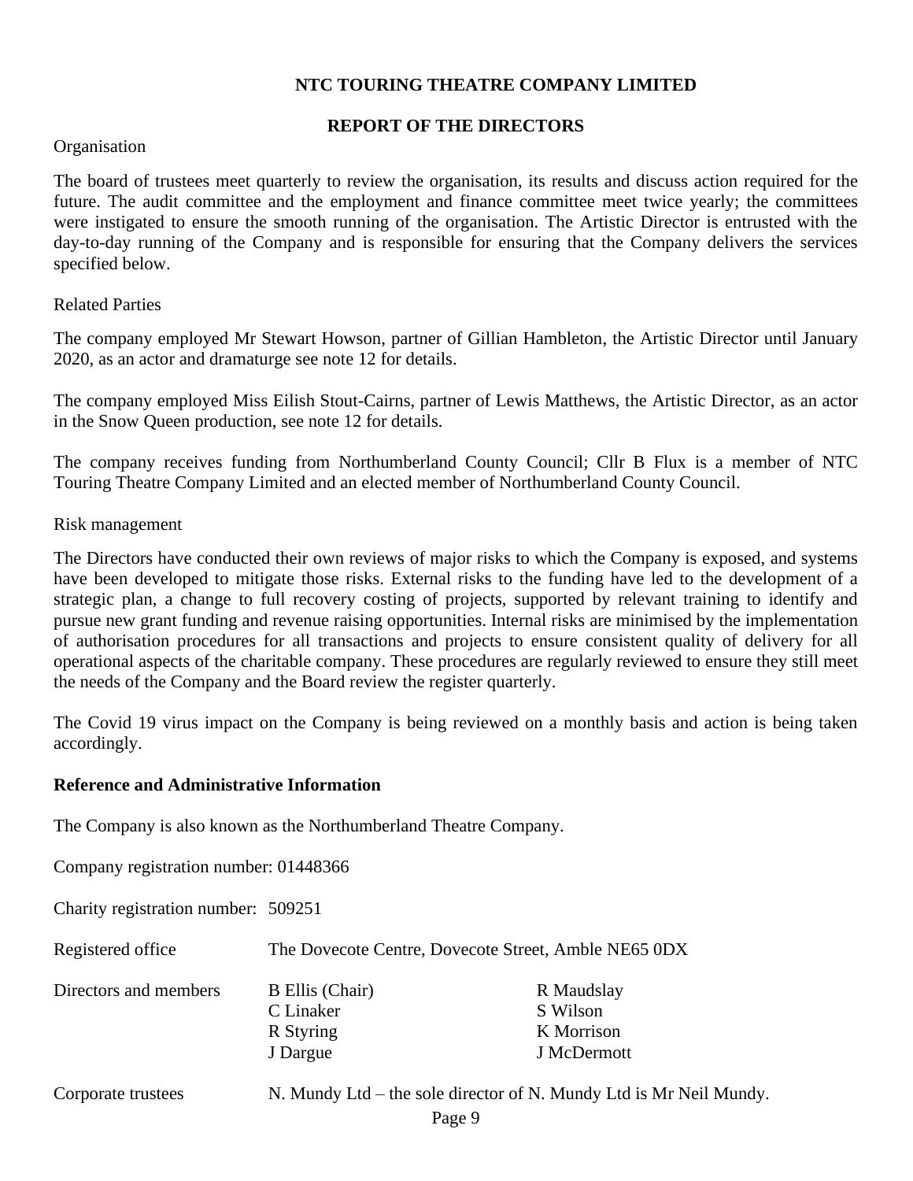**NTC TOURING THEATRE COMPANY LIMITED**

**REPORT OF THE DIRECTORS**

Organisation

The board of trustees meet quarterly to review the organisation, its results and discuss action required for the future. The audit committee and the employment and finance committee meet twice yearly; the committees were instigated to ensure the smooth running of the organisation. The Artistic Director is entrusted with the day-to-day running of the Company and is responsible for ensuring that the Company delivers the services specified below.

Related Parties

The company employed Mr Stewart Howson, partner of Gillian Hambleton, the Artistic Director until January 2020, as an actor and dramaturge see note 12 for details.

The company employed Miss Eilish Stout-Cairns, partner of Lewis Matthews, the Artistic Director, as an actor in the Snow Queen production, see note 12 for details.

The company receives funding from Northumberland County Council; Cllr B Flux is a member of NTC Touring Theatre Company Limited and an elected member of Northumberland County Council.

Risk management

The Directors have conducted their own reviews of major risks to which the Company is exposed, and systems have been developed to mitigate those risks. External risks to the funding have led to the development of a strategic plan, a change to full recovery costing of projects, supported by relevant training to identify and pursue new grant funding and revenue raising opportunities. Internal risks are minimised by the implementation of authorisation procedures for all transactions and projects to ensure consistent quality of delivery for all operational aspects of the charitable company. These procedures are regularly reviewed to ensure they still meet the needs of the Company and the Board review the register quarterly.

The Covid 19 virus impact on the Company is being reviewed on a monthly basis and action is being taken accordingly.

**Reference and Administrative Information**

The Company is also known as the Northumberland Theatre Company.

Company registration number: 01448366

Charity registration number: 509251

Registered office: The Dovecote Centre, Dovecote Street, Amble NE65 0DX

| Directors and members | | |
|---|---|---|
| | B Ellis (Chair) | R Maudslay |
| | C Linaker | S Wilson |
| | R Styring | K Morrison |
| | J Dargue | J McDermott |

Corporate trustees: N. Mundy Ltd – the sole director of N. Mundy Ltd is Mr Neil Mundy.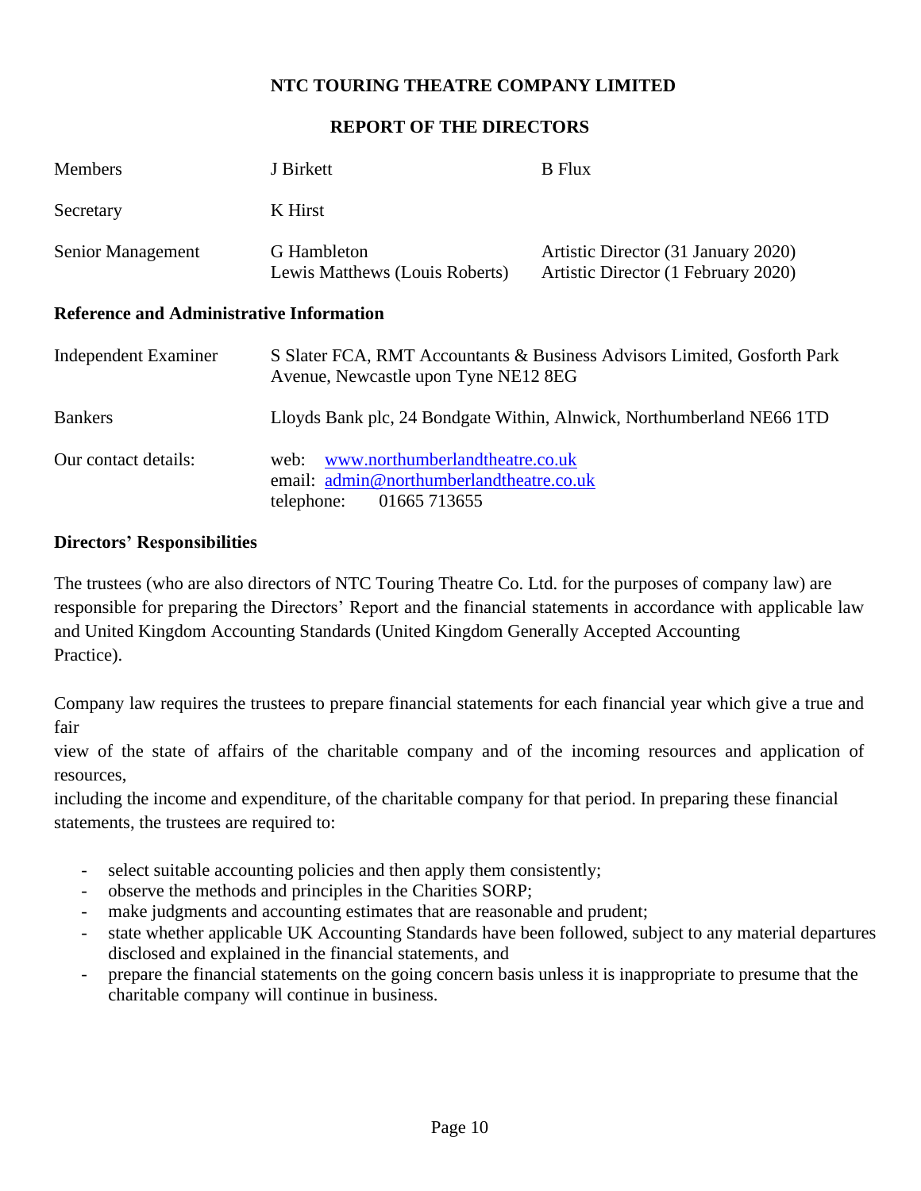# NTC TOURING THEATRE COMPANY LIMITED

## REPORT OF THE DIRECTORS

| | | |
|---|---|---|
| Members | J Birkett | B Flux |
| Secretary | K Hirst | |
| Senior Management | G Hambleton<br>Lewis Matthews (Louis Roberts) | Artistic Director (31 January 2020)<br>Artistic Director (1 February 2020) |

### Reference and Administrative Information

| | |
|---|---|
| Independent Examiner | S Slater FCA, RMT Accountants & Business Advisors Limited, Gosforth Park Avenue, Newcastle upon Tyne NE12 8EG |
| Bankers | Lloyds Bank plc, 24 Bondgate Within, Alnwick, Northumberland NE66 1TD |
| Our contact details: | web: www.northumberlandtheatre.co.uk<br>email: admin@northumberlandtheatre.co.uk<br>telephone: 01665 713655 |

### Directors' Responsibilities

The trustees (who are also directors of NTC Touring Theatre Co. Ltd. for the purposes of company law) are responsible for preparing the Directors' Report and the financial statements in accordance with applicable law and United Kingdom Accounting Standards (United Kingdom Generally Accepted Accounting Practice).

Company law requires the trustees to prepare financial statements for each financial year which give a true and fair view of the state of affairs of the charitable company and of the incoming resources and application of resources, including the income and expenditure, of the charitable company for that period. In preparing these financial statements, the trustees are required to:

- select suitable accounting policies and then apply them consistently;
- observe the methods and principles in the Charities SORP;
- make judgments and accounting estimates that are reasonable and prudent;
- state whether applicable UK Accounting Standards have been followed, subject to any material departures disclosed and explained in the financial statements, and
- prepare the financial statements on the going concern basis unless it is inappropriate to presume that the charitable company will continue in business.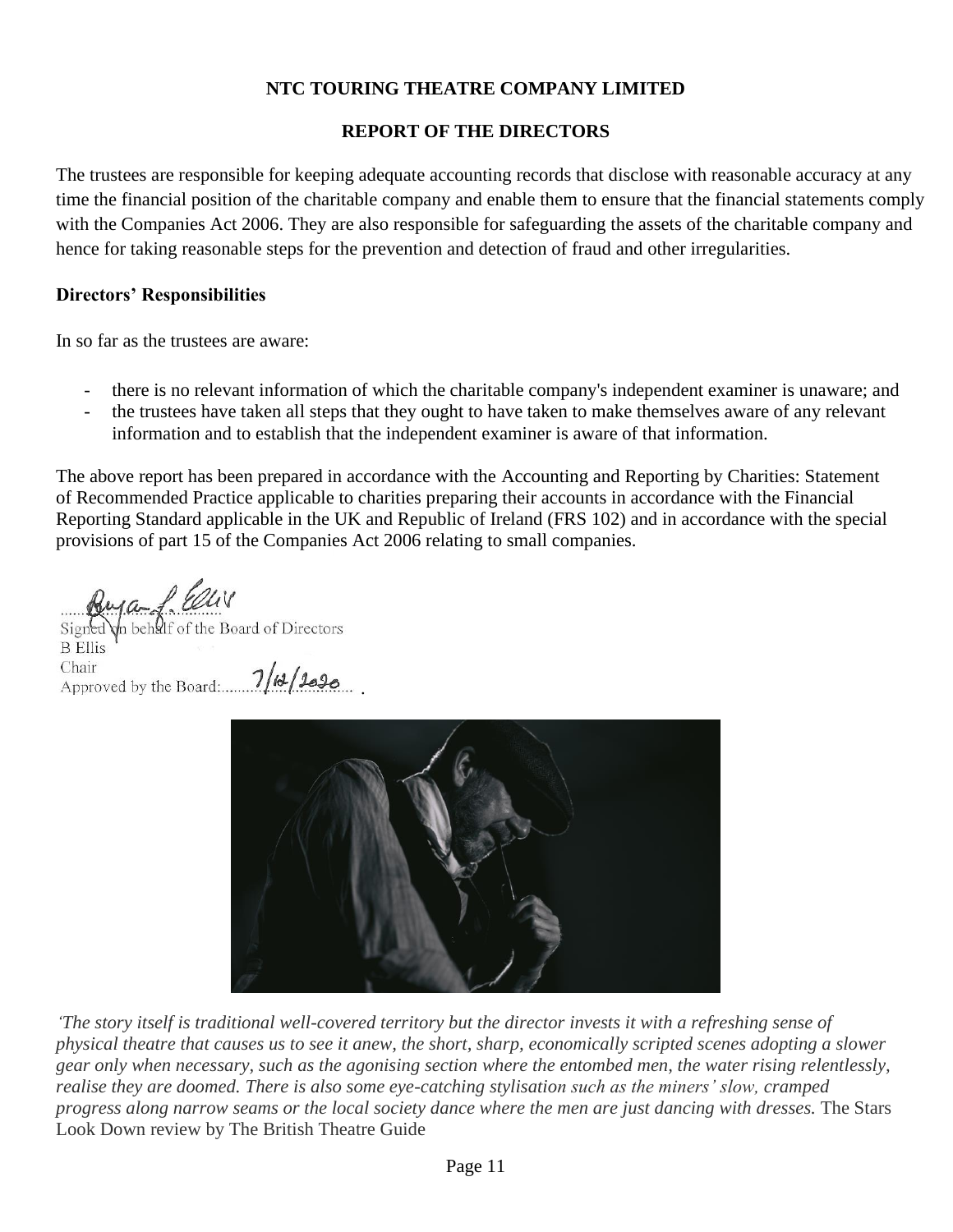# NTC TOURING THEATRE COMPANY LIMITED

## REPORT OF THE DIRECTORS

The trustees are responsible for keeping adequate accounting records that disclose with reasonable accuracy at any time the financial position of the charitable company and enable them to ensure that the financial statements comply with the Companies Act 2006. They are also responsible for safeguarding the assets of the charitable company and hence for taking reasonable steps for the prevention and detection of fraud and other irregularities.

**Directors' Responsibilities**

In so far as the trustees are aware:

- there is no relevant information of which the charitable company's independent examiner is unaware; and
- the trustees have taken all steps that they ought to have taken to make themselves aware of any relevant information and to establish that the independent examiner is aware of that information.

The above report has been prepared in accordance with the Accounting and Reporting by Charities: Statement of Recommended Practice applicable to charities preparing their accounts in accordance with the Financial Reporting Standard applicable in the UK and Republic of Ireland (FRS 102) and in accordance with the special provisions of part 15 of the Companies Act 2006 relating to small companies.

Signed on behalf of the Board of Directors
B Ellis
Chair
Approved by the Board: 7/12/2020

*'The story itself is traditional well-covered territory but the director invests it with a refreshing sense of physical theatre that causes us to see it anew, the short, sharp, economically scripted scenes adopting a slower gear only when necessary, such as the agonising section where the entombed men, the water rising relentlessly, realise they are doomed. There is also some eye-catching stylisation such as the miners' slow, cramped progress along narrow seams or the local society dance where the men are just dancing with dresses.* The Stars Look Down review by The British Theatre Guide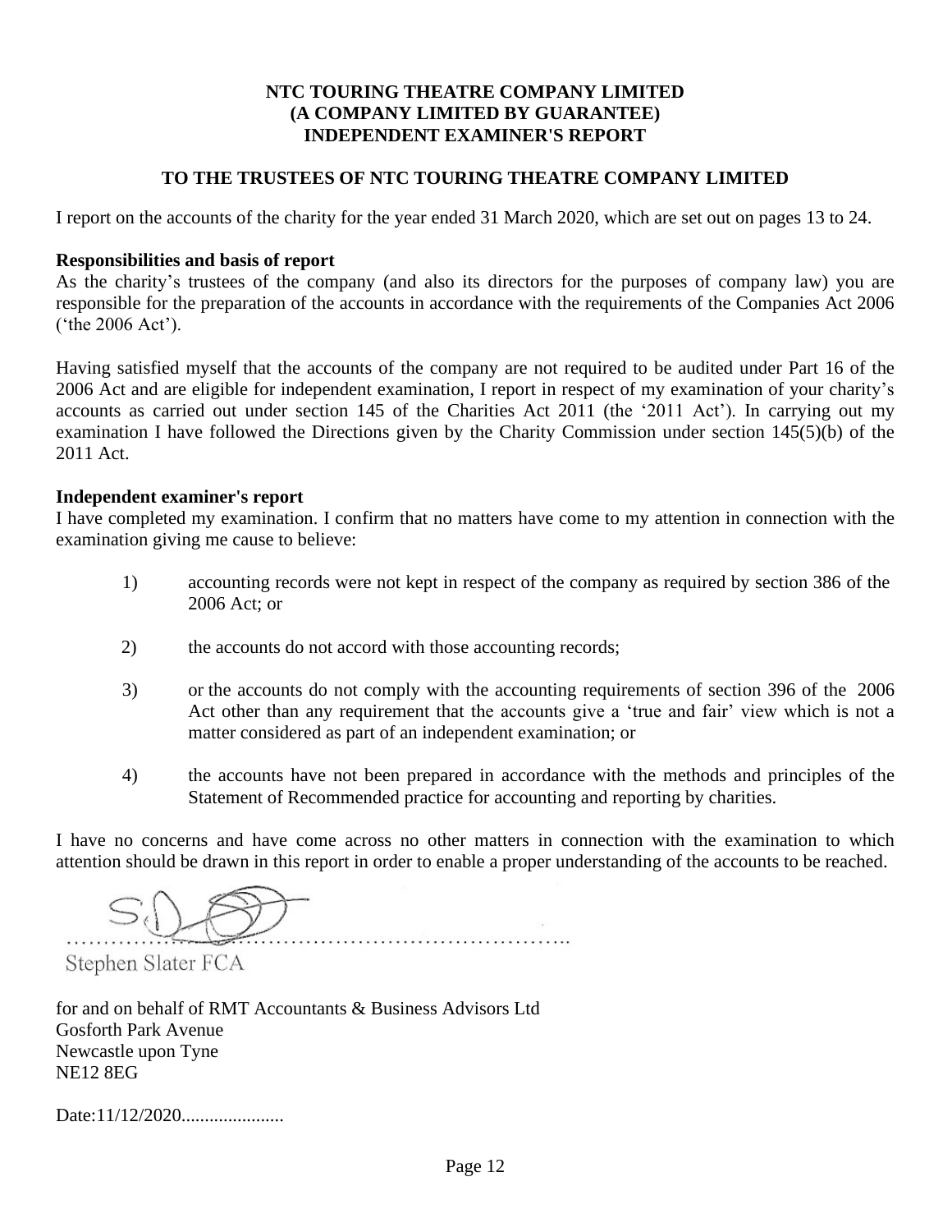# NTC TOURING THEATRE COMPANY LIMITED
# (A COMPANY LIMITED BY GUARANTEE)
# INDEPENDENT EXAMINER'S REPORT

## TO THE TRUSTEES OF NTC TOURING THEATRE COMPANY LIMITED

I report on the accounts of the charity for the year ended 31 March 2020, which are set out on pages 13 to 24.

**Responsibilities and basis of report**

As the charity's trustees of the company (and also its directors for the purposes of company law) you are responsible for the preparation of the accounts in accordance with the requirements of the Companies Act 2006 ('the 2006 Act').

Having satisfied myself that the accounts of the company are not required to be audited under Part 16 of the 2006 Act and are eligible for independent examination, I report in respect of my examination of your charity's accounts as carried out under section 145 of the Charities Act 2011 (the '2011 Act'). In carrying out my examination I have followed the Directions given by the Charity Commission under section 145(5)(b) of the 2011 Act.

**Independent examiner's report**

I have completed my examination. I confirm that no matters have come to my attention in connection with the examination giving me cause to believe:

1) accounting records were not kept in respect of the company as required by section 386 of the 2006 Act; or

2) the accounts do not accord with those accounting records;

3) or the accounts do not comply with the accounting requirements of section 396 of the 2006 Act other than any requirement that the accounts give a 'true and fair' view which is not a matter considered as part of an independent examination; or

4) the accounts have not been prepared in accordance with the methods and principles of the Statement of Recommended practice for accounting and reporting by charities.

I have no concerns and have come across no other matters in connection with the examination to which attention should be drawn in this report in order to enable a proper understanding of the accounts to be reached.

.............................................................................

Stephen Slater FCA

for and on behalf of RMT Accountants & Business Advisors Ltd
Gosforth Park Avenue
Newcastle upon Tyne
NE12 8EG

Date:11/12/2020......................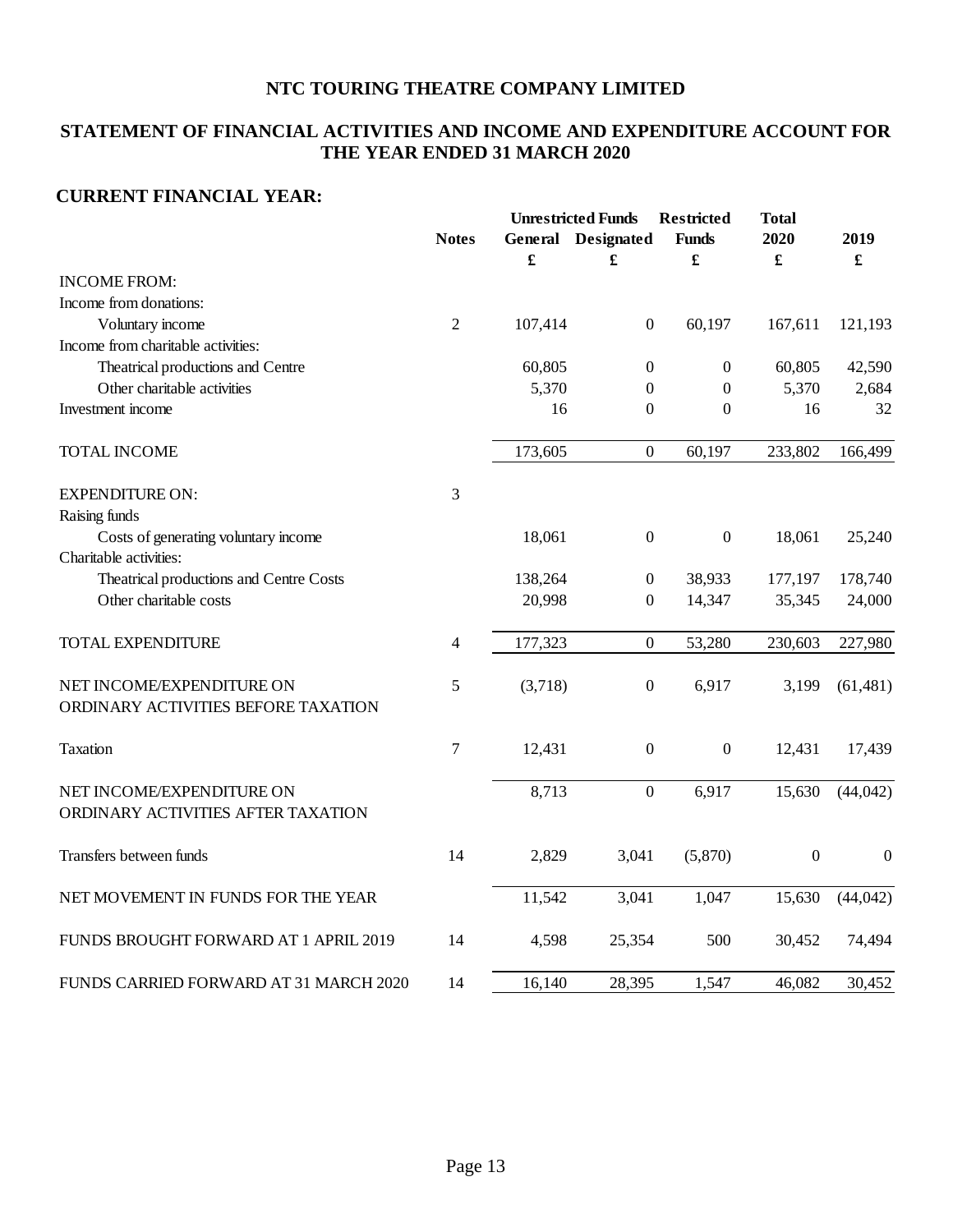# NTC TOURING THEATRE COMPANY LIMITED

## STATEMENT OF FINANCIAL ACTIVITIES AND INCOME AND EXPENDITURE ACCOUNT FOR THE YEAR ENDED 31 MARCH 2020

### CURRENT FINANCIAL YEAR:

| | Notes | Unrestricted Funds | | Restricted | Total | |
|---|---|---|---|---|---|---|
| | | General | Designated | Funds | 2020 | 2019 |
| | | £ | £ | £ | £ | £ |
| INCOME FROM: | | | | | | |
| Income from donations: | | | | | | |
| Voluntary income | 2 | 107,414 | 0 | 60,197 | 167,611 | 121,193 |
| Income from charitable activities: | | | | | | |
| Theatrical productions and Centre | | 60,805 | 0 | 0 | 60,805 | 42,590 |
| Other charitable activities | | 5,370 | 0 | 0 | 5,370 | 2,684 |
| Investment income | | 16 | 0 | 0 | 16 | 32 |
| TOTAL INCOME | | 173,605 | 0 | 60,197 | 233,802 | 166,499 |
| EXPENDITURE ON: | 3 | | | | | |
| Raising funds | | | | | | |
| Costs of generating voluntary income | | 18,061 | 0 | 0 | 18,061 | 25,240 |
| Charitable activities: | | | | | | |
| Theatrical productions and Centre Costs | | 138,264 | 0 | 38,933 | 177,197 | 178,740 |
| Other charitable costs | | 20,998 | 0 | 14,347 | 35,345 | 24,000 |
| TOTAL EXPENDITURE | 4 | 177,323 | 0 | 53,280 | 230,603 | 227,980 |
| NET INCOME/EXPENDITURE ON ORDINARY ACTIVITIES BEFORE TAXATION | 5 | (3,718) | 0 | 6,917 | 3,199 | (61,481) |
| Taxation | 7 | 12,431 | 0 | 0 | 12,431 | 17,439 |
| NET INCOME/EXPENDITURE ON ORDINARY ACTIVITIES AFTER TAXATION | | 8,713 | 0 | 6,917 | 15,630 | (44,042) |
| Transfers between funds | 14 | 2,829 | 3,041 | (5,870) | 0 | 0 |
| NET MOVEMENT IN FUNDS FOR THE YEAR | | 11,542 | 3,041 | 1,047 | 15,630 | (44,042) |
| FUNDS BROUGHT FORWARD AT 1 APRIL 2019 | 14 | 4,598 | 25,354 | 500 | 30,452 | 74,494 |
| FUNDS CARRIED FORWARD AT 31 MARCH 2020 | 14 | 16,140 | 28,395 | 1,547 | 46,082 | 30,452 |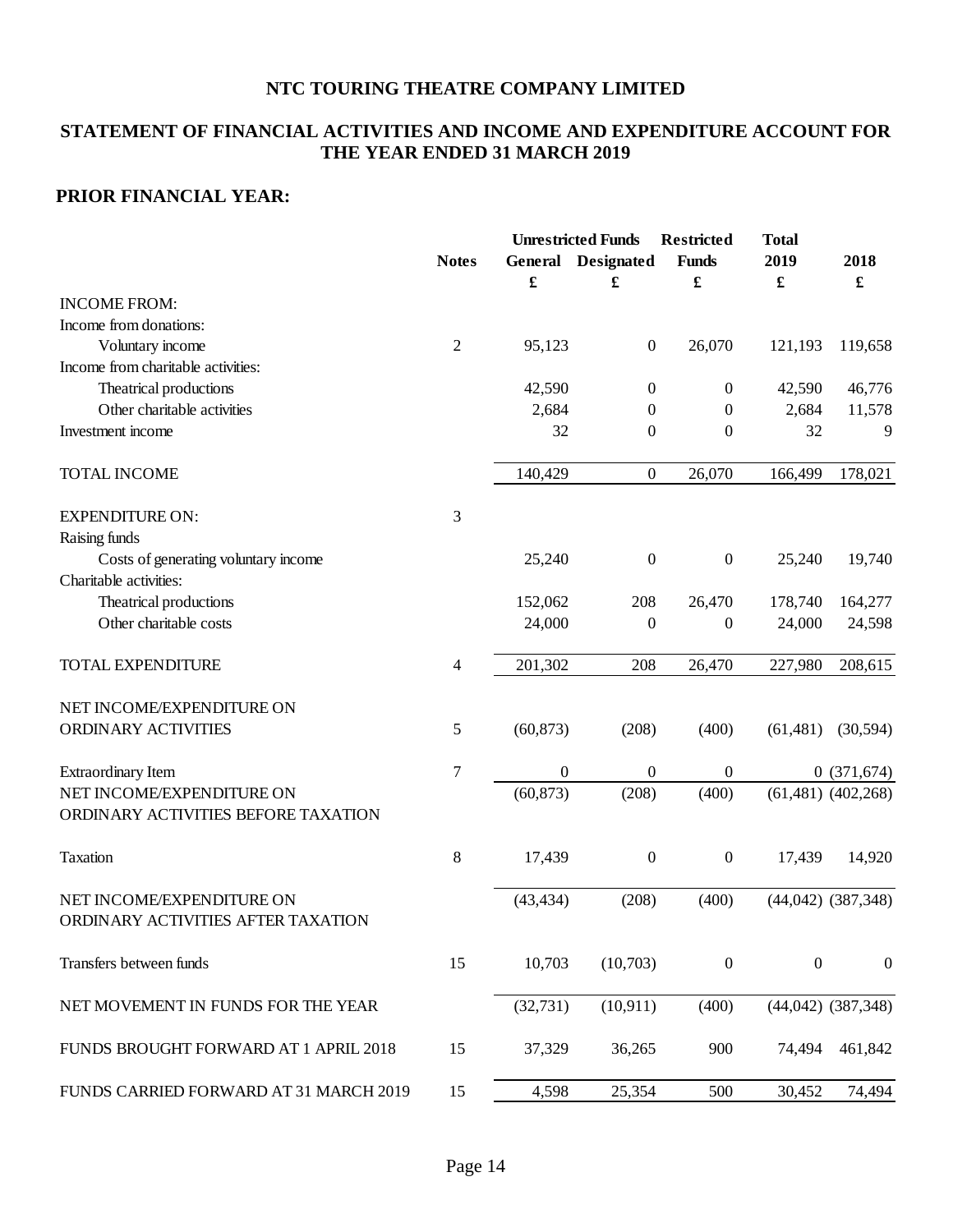# NTC TOURING THEATRE COMPANY LIMITED

## STATEMENT OF FINANCIAL ACTIVITIES AND INCOME AND EXPENDITURE ACCOUNT FOR THE YEAR ENDED 31 MARCH 2019

## PRIOR FINANCIAL YEAR:

| | Notes | Unrestricted Funds | | Restricted | Total | |
|---|---|---|---|---|---|---|
| | | General | Designated | Funds | 2019 | 2018 |
| | | £ | £ | £ | £ | £ |
| INCOME FROM: | | | | | | |
| Income from donations: | | | | | | |
| Voluntary income | 2 | 95,123 | 0 | 26,070 | 121,193 | 119,658 |
| Income from charitable activities: | | | | | | |
| Theatrical productions | | 42,590 | 0 | 0 | 42,590 | 46,776 |
| Other charitable activities | | 2,684 | 0 | 0 | 2,684 | 11,578 |
| Investment income | | 32 | 0 | 0 | 32 | 9 |
| TOTAL INCOME | | 140,429 | 0 | 26,070 | 166,499 | 178,021 |
| EXPENDITURE ON: | 3 | | | | | |
| Raising funds | | | | | | |
| Costs of generating voluntary income | | 25,240 | 0 | 0 | 25,240 | 19,740 |
| Charitable activities: | | | | | | |
| Theatrical productions | | 152,062 | 208 | 26,470 | 178,740 | 164,277 |
| Other charitable costs | | 24,000 | 0 | 0 | 24,000 | 24,598 |
| TOTAL EXPENDITURE | 4 | 201,302 | 208 | 26,470 | 227,980 | 208,615 |
| NET INCOME/EXPENDITURE ON ORDINARY ACTIVITIES | 5 | (60,873) | (208) | (400) | (61,481) | (30,594) |
| Extraordinary Item | 7 | 0 | 0 | 0 | 0 | (371,674) |
| NET INCOME/EXPENDITURE ON ORDINARY ACTIVITIES BEFORE TAXATION | | (60,873) | (208) | (400) | (61,481) | (402,268) |
| Taxation | 8 | 17,439 | 0 | 0 | 17,439 | 14,920 |
| NET INCOME/EXPENDITURE ON ORDINARY ACTIVITIES AFTER TAXATION | | (43,434) | (208) | (400) | (44,042) | (387,348) |
| Transfers between funds | 15 | 10,703 | (10,703) | 0 | 0 | 0 |
| NET MOVEMENT IN FUNDS FOR THE YEAR | | (32,731) | (10,911) | (400) | (44,042) | (387,348) |
| FUNDS BROUGHT FORWARD AT 1 APRIL 2018 | 15 | 37,329 | 36,265 | 900 | 74,494 | 461,842 |
| FUNDS CARRIED FORWARD AT 31 MARCH 2019 | 15 | 4,598 | 25,354 | 500 | 30,452 | 74,494 |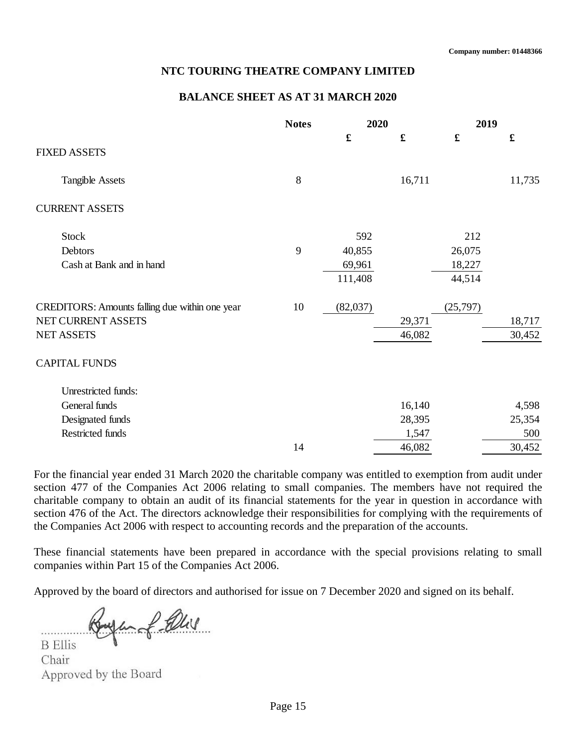Company number: 01448366

# NTC TOURING THEATRE COMPANY LIMITED

## BALANCE SHEET AS AT 31 MARCH 2020

| | Notes | 2020 | | 2019 | |
|---|---|---|---|---|---|
| | | £ | £ | £ | £ |
| FIXED ASSETS | | | | | |
| Tangible Assets | 8 | | 16,711 | | 11,735 |
| CURRENT ASSETS | | | | | |
| Stock | | 592 | | 212 | |
| Debtors | 9 | 40,855 | | 26,075 | |
| Cash at Bank and in hand | | 69,961 | | 18,227 | |
| | | 111,408 | | 44,514 | |
| CREDITORS: Amounts falling due within one year | 10 | (82,037) | | (25,797) | |
| NET CURRENT ASSETS | | | 29,371 | | 18,717 |
| NET ASSETS | | | 46,082 | | 30,452 |
| CAPITAL FUNDS | | | | | |
| Unrestricted funds: | | | | | |
| General funds | | | 16,140 | | 4,598 |
| Designated funds | | | 28,395 | | 25,354 |
| Restricted funds | | | 1,547 | | 500 |
| | 14 | | 46,082 | | 30,452 |

For the financial year ended 31 March 2020 the charitable company was entitled to exemption from audit under section 477 of the Companies Act 2006 relating to small companies. The members have not required the charitable company to obtain an audit of its financial statements for the year in question in accordance with section 476 of the Act. The directors acknowledge their responsibilities for complying with the requirements of the Companies Act 2006 with respect to accounting records and the preparation of the accounts.

These financial statements have been prepared in accordance with the special provisions relating to small companies within Part 15 of the Companies Act 2006.

Approved by the board of directors and authorised for issue on 7 December 2020 and signed on its behalf.

..............................................

B Ellis
Chair
Approved by the Board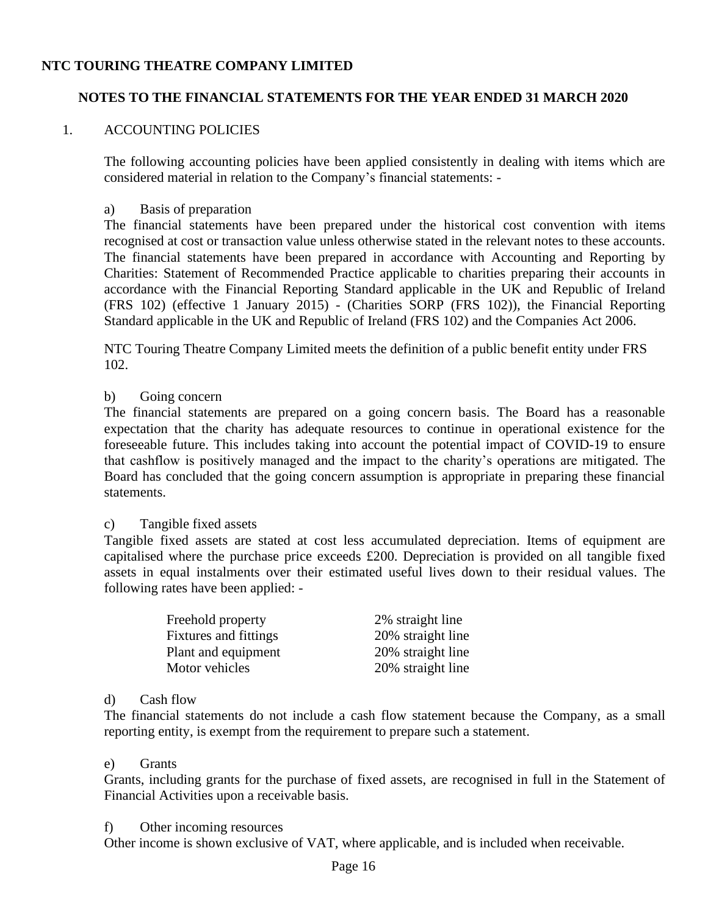**NTC TOURING THEATRE COMPANY LIMITED**

**NOTES TO THE FINANCIAL STATEMENTS FOR THE YEAR ENDED 31 MARCH 2020**

1. ACCOUNTING POLICIES

The following accounting policies have been applied consistently in dealing with items which are considered material in relation to the Company's financial statements: -

a) Basis of preparation

The financial statements have been prepared under the historical cost convention with items recognised at cost or transaction value unless otherwise stated in the relevant notes to these accounts. The financial statements have been prepared in accordance with Accounting and Reporting by Charities: Statement of Recommended Practice applicable to charities preparing their accounts in accordance with the Financial Reporting Standard applicable in the UK and Republic of Ireland (FRS 102) (effective 1 January 2015) - (Charities SORP (FRS 102)), the Financial Reporting Standard applicable in the UK and Republic of Ireland (FRS 102) and the Companies Act 2006.

NTC Touring Theatre Company Limited meets the definition of a public benefit entity under FRS 102.

b) Going concern

The financial statements are prepared on a going concern basis. The Board has a reasonable expectation that the charity has adequate resources to continue in operational existence for the foreseeable future. This includes taking into account the potential impact of COVID-19 to ensure that cashflow is positively managed and the impact to the charity's operations are mitigated. The Board has concluded that the going concern assumption is appropriate in preparing these financial statements.

c) Tangible fixed assets

Tangible fixed assets are stated at cost less accumulated depreciation. Items of equipment are capitalised where the purchase price exceeds £200. Depreciation is provided on all tangible fixed assets in equal instalments over their estimated useful lives down to their residual values. The following rates have been applied: -

| | |
|---|---|
| Freehold property | 2% straight line |
| Fixtures and fittings | 20% straight line |
| Plant and equipment | 20% straight line |
| Motor vehicles | 20% straight line |

d) Cash flow

The financial statements do not include a cash flow statement because the Company, as a small reporting entity, is exempt from the requirement to prepare such a statement.

e) Grants

Grants, including grants for the purchase of fixed assets, are recognised in full in the Statement of Financial Activities upon a receivable basis.

f) Other incoming resources

Other income is shown exclusive of VAT, where applicable, and is included when receivable.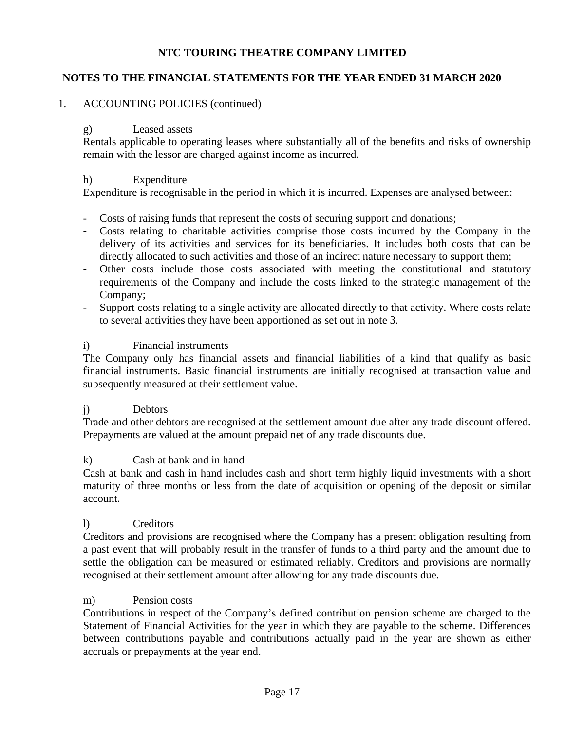# NTC TOURING THEATRE COMPANY LIMITED

## NOTES TO THE FINANCIAL STATEMENTS FOR THE YEAR ENDED 31 MARCH 2020

1. ACCOUNTING POLICIES (continued)

g) Leased assets

Rentals applicable to operating leases where substantially all of the benefits and risks of ownership remain with the lessor are charged against income as incurred.

h) Expenditure

Expenditure is recognisable in the period in which it is incurred. Expenses are analysed between:

- Costs of raising funds that represent the costs of securing support and donations;
- Costs relating to charitable activities comprise those costs incurred by the Company in the delivery of its activities and services for its beneficiaries. It includes both costs that can be directly allocated to such activities and those of an indirect nature necessary to support them;
- Other costs include those costs associated with meeting the constitutional and statutory requirements of the Company and include the costs linked to the strategic management of the Company;
- Support costs relating to a single activity are allocated directly to that activity. Where costs relate to several activities they have been apportioned as set out in note 3.

i) Financial instruments

The Company only has financial assets and financial liabilities of a kind that qualify as basic financial instruments. Basic financial instruments are initially recognised at transaction value and subsequently measured at their settlement value.

j) Debtors

Trade and other debtors are recognised at the settlement amount due after any trade discount offered. Prepayments are valued at the amount prepaid net of any trade discounts due.

k) Cash at bank and in hand

Cash at bank and cash in hand includes cash and short term highly liquid investments with a short maturity of three months or less from the date of acquisition or opening of the deposit or similar account.

l) Creditors

Creditors and provisions are recognised where the Company has a present obligation resulting from a past event that will probably result in the transfer of funds to a third party and the amount due to settle the obligation can be measured or estimated reliably. Creditors and provisions are normally recognised at their settlement amount after allowing for any trade discounts due.

m) Pension costs

Contributions in respect of the Company's defined contribution pension scheme are charged to the Statement of Financial Activities for the year in which they are payable to the scheme. Differences between contributions payable and contributions actually paid in the year are shown as either accruals or prepayments at the year end.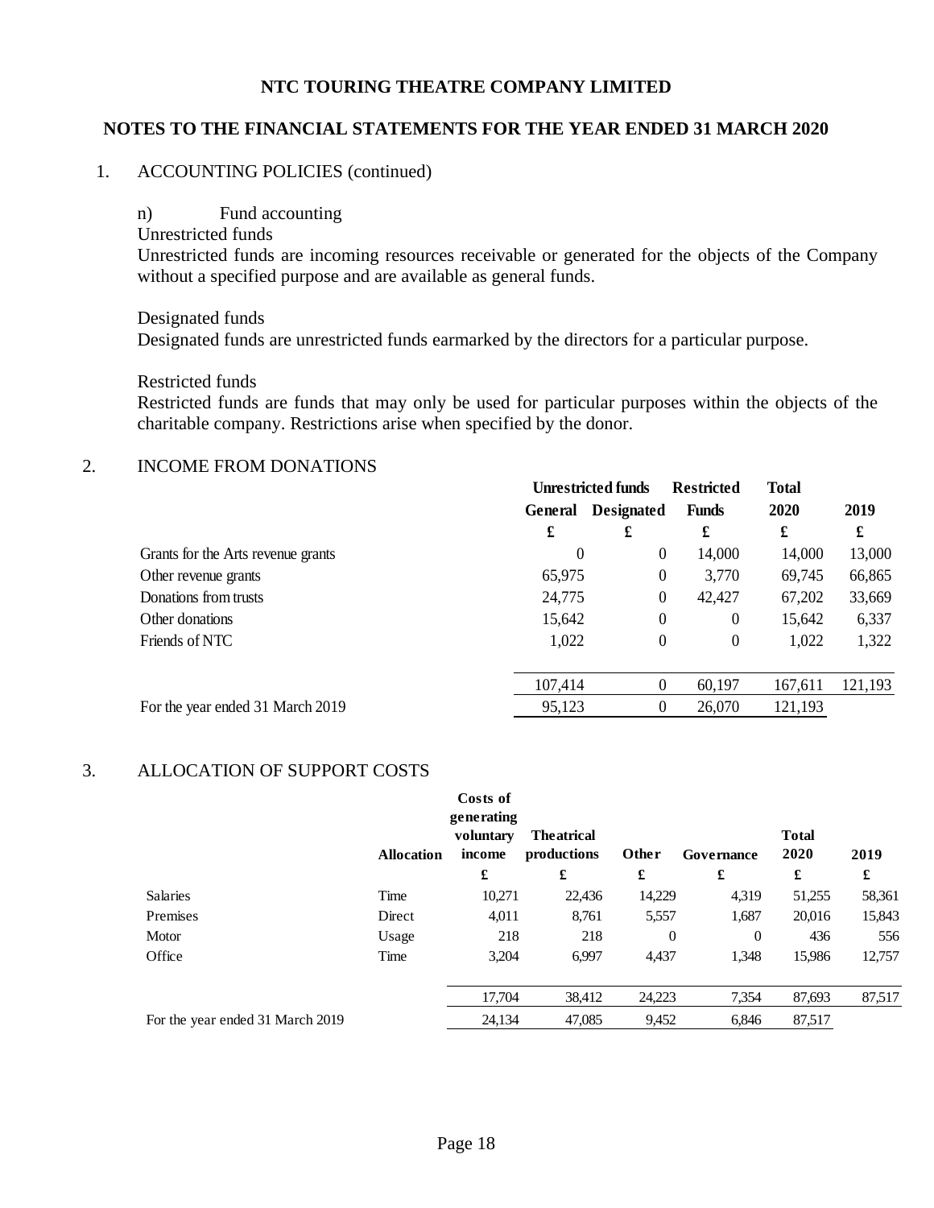# NTC TOURING THEATRE COMPANY LIMITED

## NOTES TO THE FINANCIAL STATEMENTS FOR THE YEAR ENDED 31 MARCH 2020

1. ACCOUNTING POLICIES (continued)

n) Fund accounting

Unrestricted funds

Unrestricted funds are incoming resources receivable or generated for the objects of the Company without a specified purpose and are available as general funds.

Designated funds

Designated funds are unrestricted funds earmarked by the directors for a particular purpose.

Restricted funds

Restricted funds are funds that may only be used for particular purposes within the objects of the charitable company. Restrictions arise when specified by the donor.

2. INCOME FROM DONATIONS

| | Unrestricted funds | | Restricted | Total | |
|---|---|---|---|---|---|
| | General | Designated | Funds | 2020 | 2019 |
| | £ | £ | £ | £ | £ |
| Grants for the Arts revenue grants | 0 | 0 | 14,000 | 14,000 | 13,000 |
| Other revenue grants | 65,975 | 0 | 3,770 | 69,745 | 66,865 |
| Donations from trusts | 24,775 | 0 | 42,427 | 67,202 | 33,669 |
| Other donations | 15,642 | 0 | 0 | 15,642 | 6,337 |
| Friends of NTC | 1,022 | 0 | 0 | 1,022 | 1,322 |
| | 107,414 | 0 | 60,197 | 167,611 | 121,193 |
| For the year ended 31 March 2019 | 95,123 | 0 | 26,070 | 121,193 | |

3. ALLOCATION OF SUPPORT COSTS

| | Allocation | Costs of generating voluntary income | Theatrical productions | Other | Governance | Total 2020 | 2019 |
|---|---|---|---|---|---|---|---|
| | | £ | £ | £ | £ | £ | £ |
| Salaries | Time | 10,271 | 22,436 | 14,229 | 4,319 | 51,255 | 58,361 |
| Premises | Direct | 4,011 | 8,761 | 5,557 | 1,687 | 20,016 | 15,843 |
| Motor | Usage | 218 | 218 | 0 | 0 | 436 | 556 |
| Office | Time | 3,204 | 6,997 | 4,437 | 1,348 | 15,986 | 12,757 |
| | | 17,704 | 38,412 | 24,223 | 7,354 | 87,693 | 87,517 |
| For the year ended 31 March 2019 | | 24,134 | 47,085 | 9,452 | 6,846 | 87,517 | |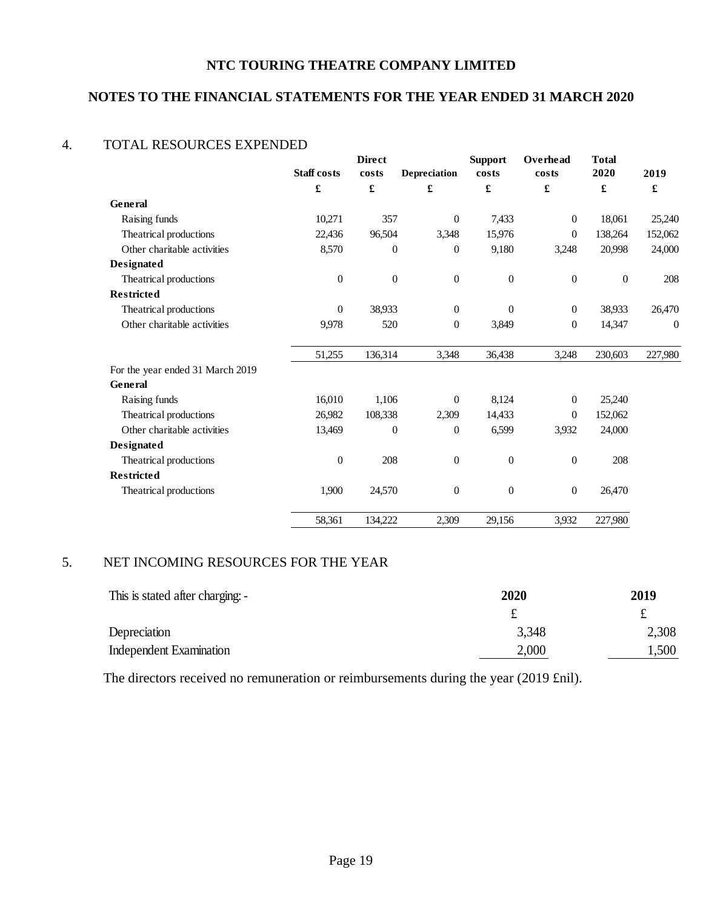# NTC TOURING THEATRE COMPANY LIMITED

## NOTES TO THE FINANCIAL STATEMENTS FOR THE YEAR ENDED 31 MARCH 2020

### 4. TOTAL RESOURCES EXPENDED

| | Staff costs | Direct costs | Depreciation | Support costs | Overhead costs | Total 2020 | 2019 |
|---|---|---|---|---|---|---|---|
| | £ | £ | £ | £ | £ | £ | £ |
| **General** | | | | | | | |
| Raising funds | 10,271 | 357 | 0 | 7,433 | 0 | 18,061 | 25,240 |
| Theatrical productions | 22,436 | 96,504 | 3,348 | 15,976 | 0 | 138,264 | 152,062 |
| Other charitable activities | 8,570 | 0 | 0 | 9,180 | 3,248 | 20,998 | 24,000 |
| **Designated** | | | | | | | |
| Theatrical productions | 0 | 0 | 0 | 0 | 0 | 0 | 208 |
| **Restricted** | | | | | | | |
| Theatrical productions | 0 | 38,933 | 0 | 0 | 0 | 38,933 | 26,470 |
| Other charitable activities | 9,978 | 520 | 0 | 3,849 | 0 | 14,347 | 0 |
| | 51,255 | 136,314 | 3,348 | 36,438 | 3,248 | 230,603 | 227,980 |
| For the year ended 31 March 2019 | | | | | | | |
| **General** | | | | | | | |
| Raising funds | 16,010 | 1,106 | 0 | 8,124 | 0 | 25,240 | |
| Theatrical productions | 26,982 | 108,338 | 2,309 | 14,433 | 0 | 152,062 | |
| Other charitable activities | 13,469 | 0 | 0 | 6,599 | 3,932 | 24,000 | |
| **Designated** | | | | | | | |
| Theatrical productions | 0 | 208 | 0 | 0 | 0 | 208 | |
| **Restricted** | | | | | | | |
| Theatrical productions | 1,900 | 24,570 | 0 | 0 | 0 | 26,470 | |
| | 58,361 | 134,222 | 2,309 | 29,156 | 3,932 | 227,980 | |

### 5. NET INCOMING RESOURCES FOR THE YEAR

| This is stated after charging: - | 2020 | 2019 |
|---|---|---|
| | £ | £ |
| Depreciation | 3,348 | 2,308 |
| Independent Examination | 2,000 | 1,500 |

The directors received no remuneration or reimbursements during the year (2019 £nil).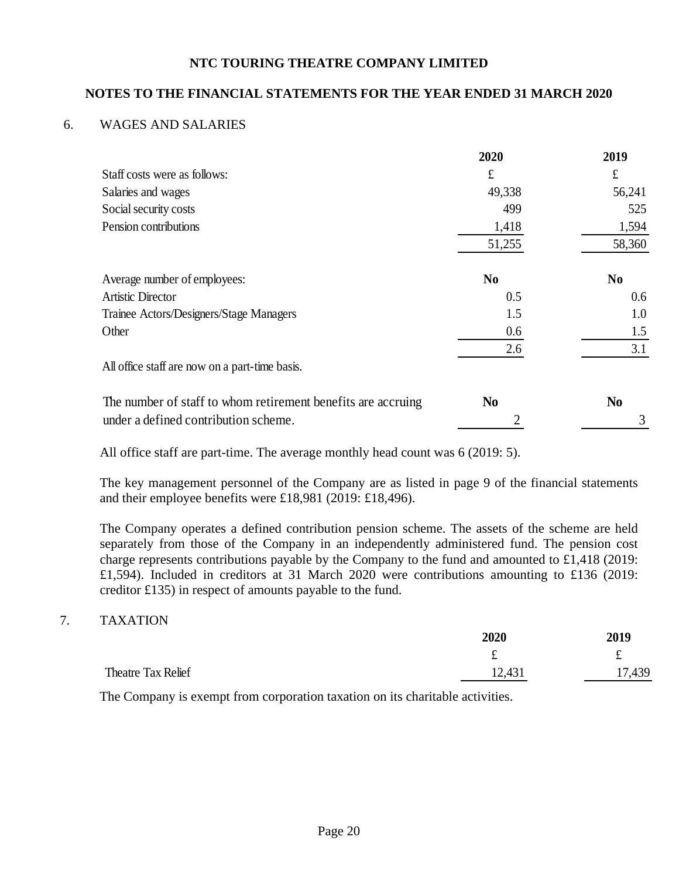# NTC TOURING THEATRE COMPANY LIMITED

## NOTES TO THE FINANCIAL STATEMENTS FOR THE YEAR ENDED 31 MARCH 2020

### 6. WAGES AND SALARIES

| | 2020 | 2019 |
|---|---|---|
| Staff costs were as follows: | £ | £ |
| Salaries and wages | 49,338 | 56,241 |
| Social security costs | 499 | 525 |
| Pension contributions | 1,418 | 1,594 |
| | 51,255 | 58,360 |

| | | |
|---|---|---|
| Average number of employees: | No | No |
| Artistic Director | 0.5 | 0.6 |
| Trainee Actors/Designers/Stage Managers | 1.5 | 1.0 |
| Other | 0.6 | 1.5 |
| | 2.6 | 3.1 |

All office staff are now on a part-time basis.

| | | |
|---|---|---|
| The number of staff to whom retirement benefits are accruing under a defined contribution scheme. | No | No |
| | 2 | 3 |

All office staff are part-time. The average monthly head count was 6 (2019: 5).

The key management personnel of the Company are as listed in page 9 of the financial statements and their employee benefits were £18,981 (2019: £18,496).

The Company operates a defined contribution pension scheme. The assets of the scheme are held separately from those of the Company in an independently administered fund. The pension cost charge represents contributions payable by the Company to the fund and amounted to £1,418 (2019: £1,594). Included in creditors at 31 March 2020 were contributions amounting to £136 (2019: creditor £135) in respect of amounts payable to the fund.

### 7. TAXATION

| | 2020 | 2019 |
|---|---|---|
| | £ | £ |
| Theatre Tax Relief | 12,431 | 17,439 |

The Company is exempt from corporation taxation on its charitable activities.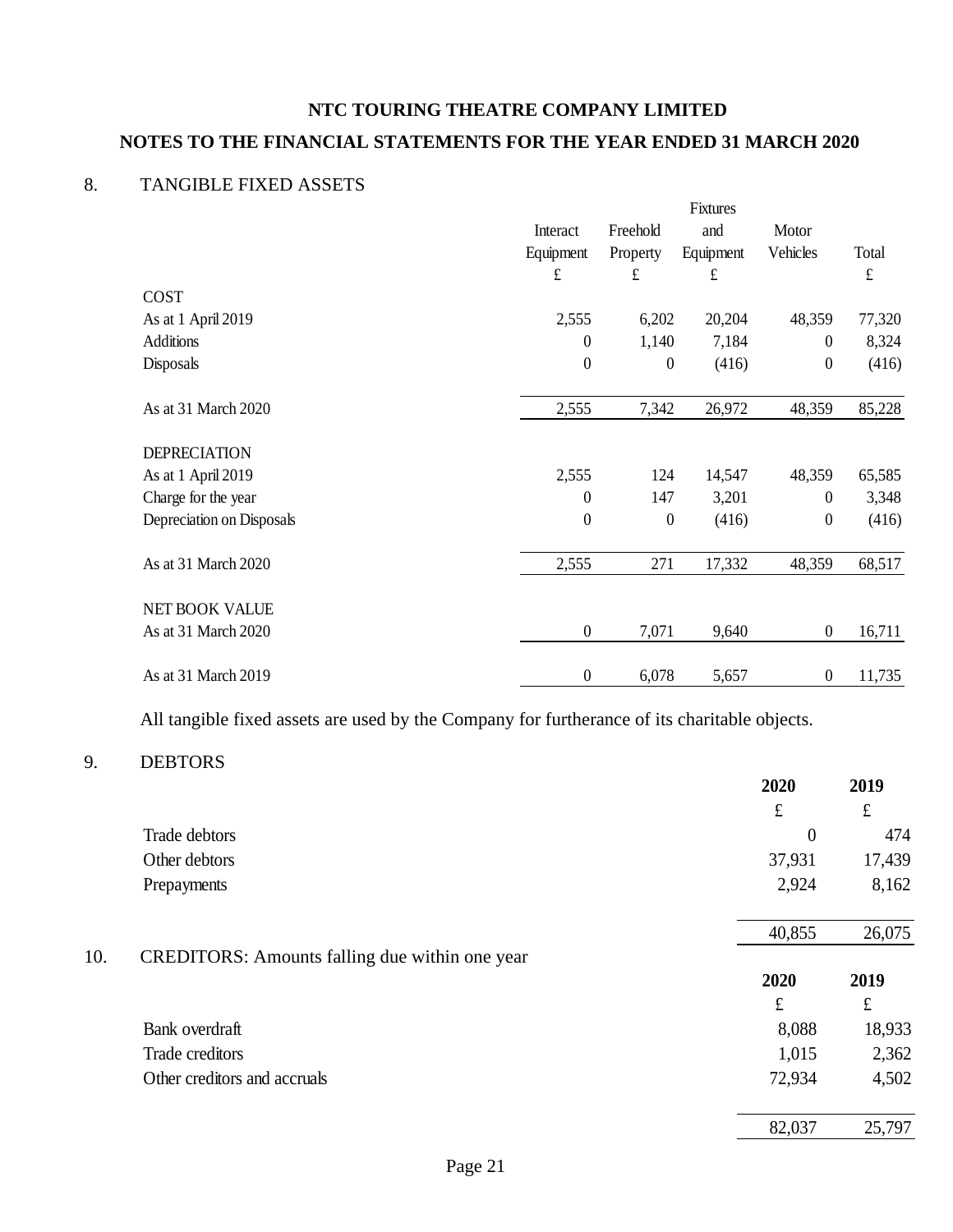# NTC TOURING THEATRE COMPANY LIMITED

## NOTES TO THE FINANCIAL STATEMENTS FOR THE YEAR ENDED 31 MARCH 2020

### 8. TANGIBLE FIXED ASSETS

| | Interact Equipment | Freehold Property | Fixtures and Equipment | Motor Vehicles | Total |
|---|---|---|---|---|---|
| | £ | £ | £ | | £ |
| **COST** | | | | | |
| As at 1 April 2019 | 2,555 | 6,202 | 20,204 | 48,359 | 77,320 |
| Additions | 0 | 1,140 | 7,184 | 0 | 8,324 |
| Disposals | 0 | 0 | (416) | 0 | (416) |
| As at 31 March 2020 | 2,555 | 7,342 | 26,972 | 48,359 | 85,228 |
| **DEPRECIATION** | | | | | |
| As at 1 April 2019 | 2,555 | 124 | 14,547 | 48,359 | 65,585 |
| Charge for the year | 0 | 147 | 3,201 | 0 | 3,348 |
| Depreciation on Disposals | 0 | 0 | (416) | 0 | (416) |
| As at 31 March 2020 | 2,555 | 271 | 17,332 | 48,359 | 68,517 |
| **NET BOOK VALUE** | | | | | |
| As at 31 March 2020 | 0 | 7,071 | 9,640 | 0 | 16,711 |
| As at 31 March 2019 | 0 | 6,078 | 5,657 | 0 | 11,735 |

All tangible fixed assets are used by the Company for furtherance of its charitable objects.

### 9. DEBTORS

| | 2020 | 2019 |
|---|---|---|
| | £ | £ |
| Trade debtors | 0 | 474 |
| Other debtors | 37,931 | 17,439 |
| Prepayments | 2,924 | 8,162 |
| | 40,855 | 26,075 |

### 10. CREDITORS: Amounts falling due within one year

| | 2020 | 2019 |
|---|---|---|
| | £ | £ |
| Bank overdraft | 8,088 | 18,933 |
| Trade creditors | 1,015 | 2,362 |
| Other creditors and accruals | 72,934 | 4,502 |
| | 82,037 | 25,797 |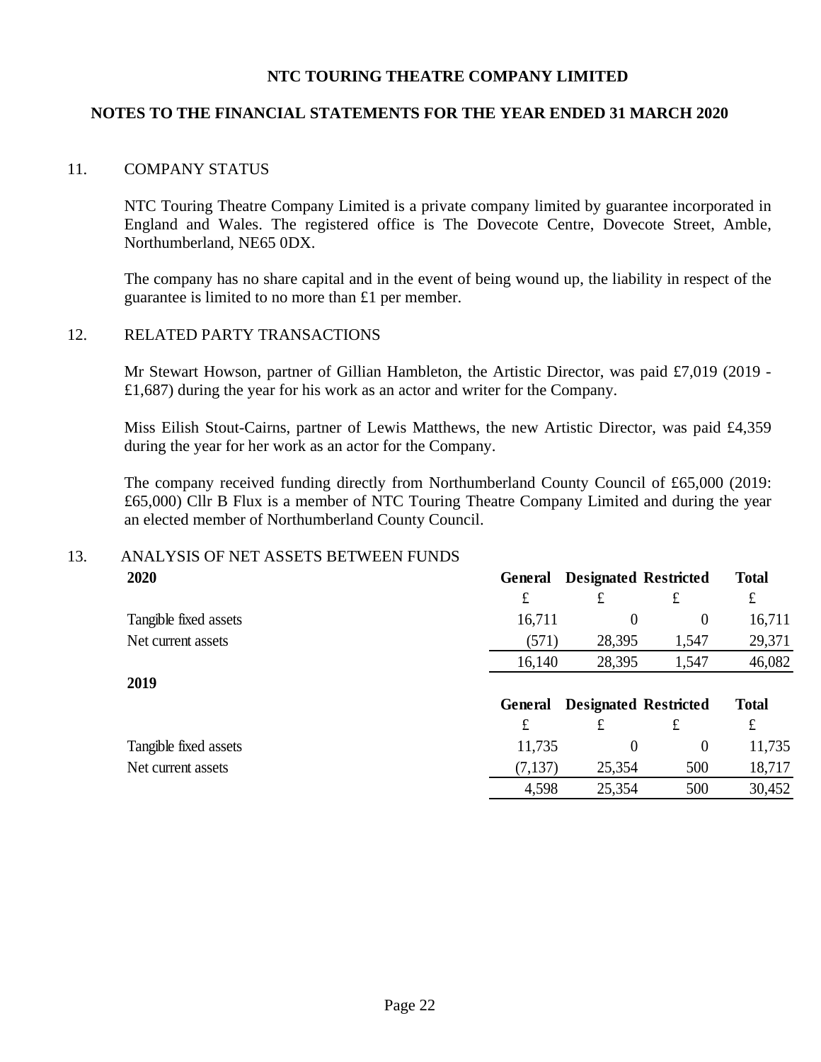# NTC TOURING THEATRE COMPANY LIMITED

## NOTES TO THE FINANCIAL STATEMENTS FOR THE YEAR ENDED 31 MARCH 2020

### 11. COMPANY STATUS

NTC Touring Theatre Company Limited is a private company limited by guarantee incorporated in England and Wales. The registered office is The Dovecote Centre, Dovecote Street, Amble, Northumberland, NE65 0DX.

The company has no share capital and in the event of being wound up, the liability in respect of the guarantee is limited to no more than £1 per member.

### 12. RELATED PARTY TRANSACTIONS

Mr Stewart Howson, partner of Gillian Hambleton, the Artistic Director, was paid £7,019 (2019 - £1,687) during the year for his work as an actor and writer for the Company.

Miss Eilish Stout-Cairns, partner of Lewis Matthews, the new Artistic Director, was paid £4,359 during the year for her work as an actor for the Company.

The company received funding directly from Northumberland County Council of £65,000 (2019: £65,000) Cllr B Flux is a member of NTC Touring Theatre Company Limited and during the year an elected member of Northumberland County Council.

### 13. ANALYSIS OF NET ASSETS BETWEEN FUNDS

| **2020** | **General** | **Designated** | **Restricted** | **Total** |
|---|---|---|---|---|
| | £ | £ | £ | £ |
| Tangible fixed assets | 16,711 | 0 | 0 | 16,711 |
| Net current assets | (571) | 28,395 | 1,547 | 29,371 |
| | 16,140 | 28,395 | 1,547 | 46,082 |

| **2019** | **General** | **Designated** | **Restricted** | **Total** |
|---|---|---|---|---|
| | £ | £ | £ | £ |
| Tangible fixed assets | 11,735 | 0 | 0 | 11,735 |
| Net current assets | (7,137) | 25,354 | 500 | 18,717 |
| | 4,598 | 25,354 | 500 | 30,452 |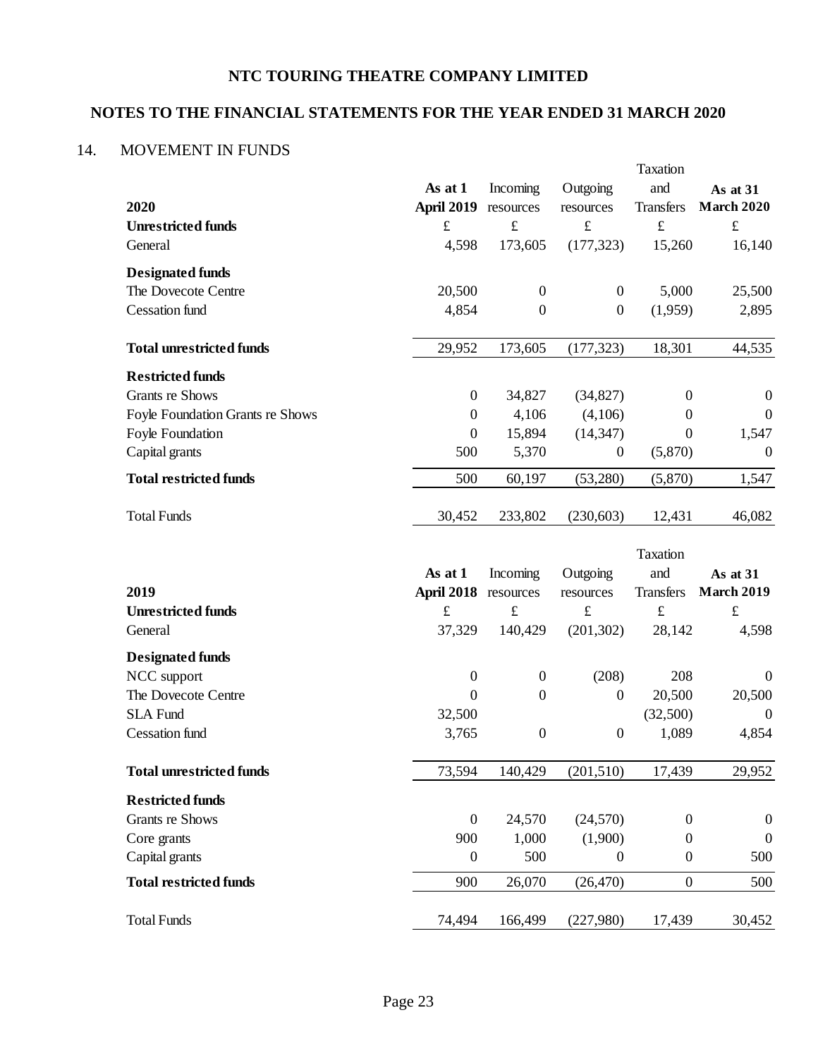# NTC TOURING THEATRE COMPANY LIMITED

## NOTES TO THE FINANCIAL STATEMENTS FOR THE YEAR ENDED 31 MARCH 2020

### 14. MOVEMENT IN FUNDS

| **2020** | **As at 1 April 2019** | Incoming resources | Outgoing resources | Taxation and Transfers | **As at 31 March 2020** |
|---|---|---|---|---|---|
| **Unrestricted funds** | £ | £ | £ | £ | £ |
| General | 4,598 | 173,605 | (177,323) | 15,260 | 16,140 |
| **Designated funds** | | | | | |
| The Dovecote Centre | 20,500 | 0 | 0 | 5,000 | 25,500 |
| Cessation fund | 4,854 | 0 | 0 | (1,959) | 2,895 |
| **Total unrestricted funds** | 29,952 | 173,605 | (177,323) | 18,301 | 44,535 |
| **Restricted funds** | | | | | |
| Grants re Shows | 0 | 34,827 | (34,827) | 0 | 0 |
| Foyle Foundation Grants re Shows | 0 | 4,106 | (4,106) | 0 | 0 |
| Foyle Foundation | 0 | 15,894 | (14,347) | 0 | 1,547 |
| Capital grants | 500 | 5,370 | 0 | (5,870) | 0 |
| **Total restricted funds** | 500 | 60,197 | (53,280) | (5,870) | 1,547 |
| Total Funds | 30,452 | 233,802 | (230,603) | 12,431 | 46,082 |

| **2019** | **As at 1 April 2018** | Incoming resources | Outgoing resources | Taxation and Transfers | **As at 31 March 2019** |
|---|---|---|---|---|---|
| **Unrestricted funds** | £ | £ | £ | £ | £ |
| General | 37,329 | 140,429 | (201,302) | 28,142 | 4,598 |
| **Designated funds** | | | | | |
| NCC support | 0 | 0 | (208) | 208 | 0 |
| The Dovecote Centre | 0 | 0 | 0 | 20,500 | 20,500 |
| SLA Fund | 32,500 | | | (32,500) | 0 |
| Cessation fund | 3,765 | 0 | 0 | 1,089 | 4,854 |
| **Total unrestricted funds** | 73,594 | 140,429 | (201,510) | 17,439 | 29,952 |
| **Restricted funds** | | | | | |
| Grants re Shows | 0 | 24,570 | (24,570) | 0 | 0 |
| Core grants | 900 | 1,000 | (1,900) | 0 | 0 |
| Capital grants | 0 | 500 | 0 | 0 | 500 |
| **Total restricted funds** | 900 | 26,070 | (26,470) | 0 | 500 |
| Total Funds | 74,494 | 166,499 | (227,980) | 17,439 | 30,452 |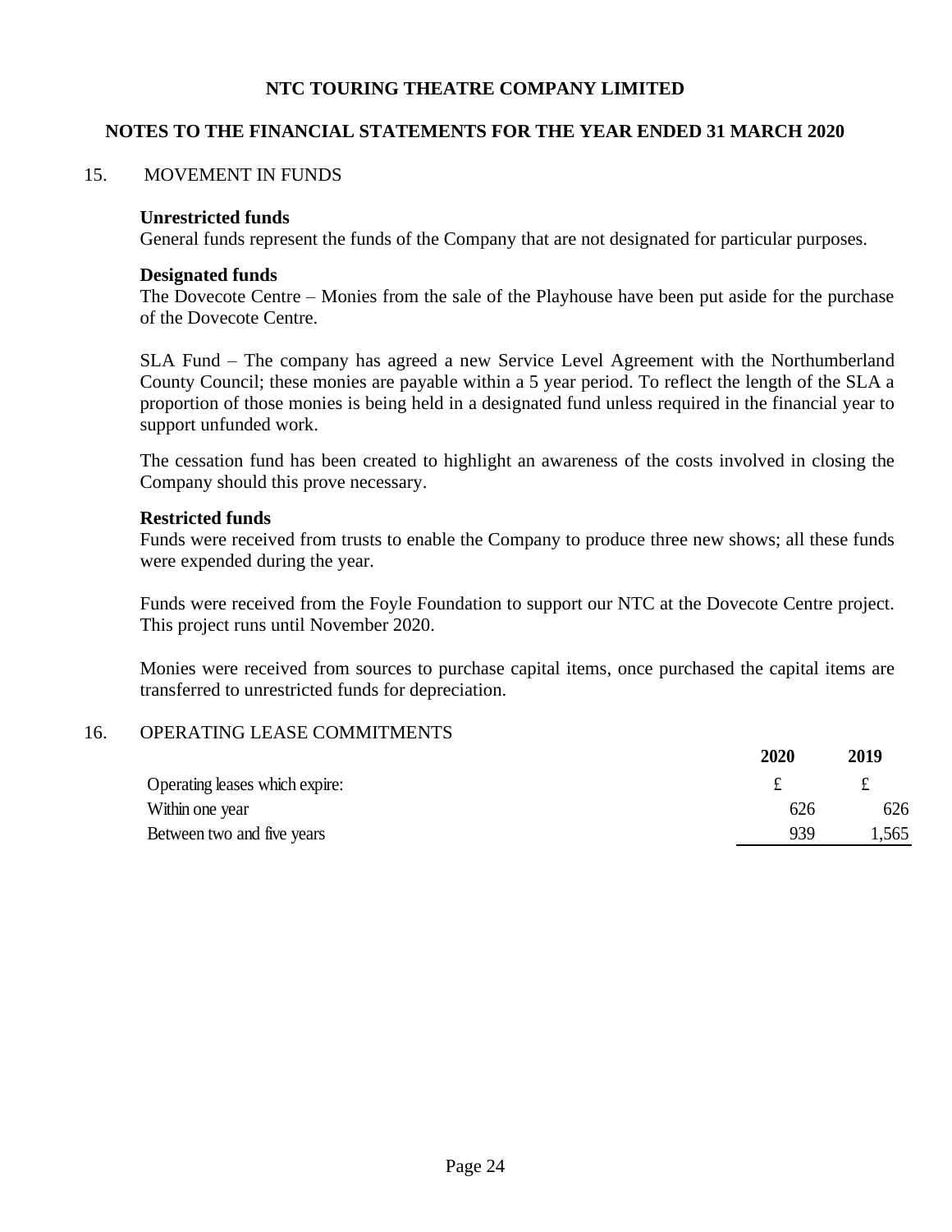# NTC TOURING THEATRE COMPANY LIMITED

## NOTES TO THE FINANCIAL STATEMENTS FOR THE YEAR ENDED 31 MARCH 2020

### 15. MOVEMENT IN FUNDS

**Unrestricted funds**

General funds represent the funds of the Company that are not designated for particular purposes.

**Designated funds**

The Dovecote Centre – Monies from the sale of the Playhouse have been put aside for the purchase of the Dovecote Centre.

SLA Fund – The company has agreed a new Service Level Agreement with the Northumberland County Council; these monies are payable within a 5 year period. To reflect the length of the SLA a proportion of those monies is being held in a designated fund unless required in the financial year to support unfunded work.

The cessation fund has been created to highlight an awareness of the costs involved in closing the Company should this prove necessary.

**Restricted funds**

Funds were received from trusts to enable the Company to produce three new shows; all these funds were expended during the year.

Funds were received from the Foyle Foundation to support our NTC at the Dovecote Centre project. This project runs until November 2020.

Monies were received from sources to purchase capital items, once purchased the capital items are transferred to unrestricted funds for depreciation.

### 16. OPERATING LEASE COMMITMENTS

| | 2020 | 2019 |
|---|---|---|
| Operating leases which expire: | £ | £ |
| Within one year | 626 | 626 |
| Between two and five years | 939 | 1,565 |